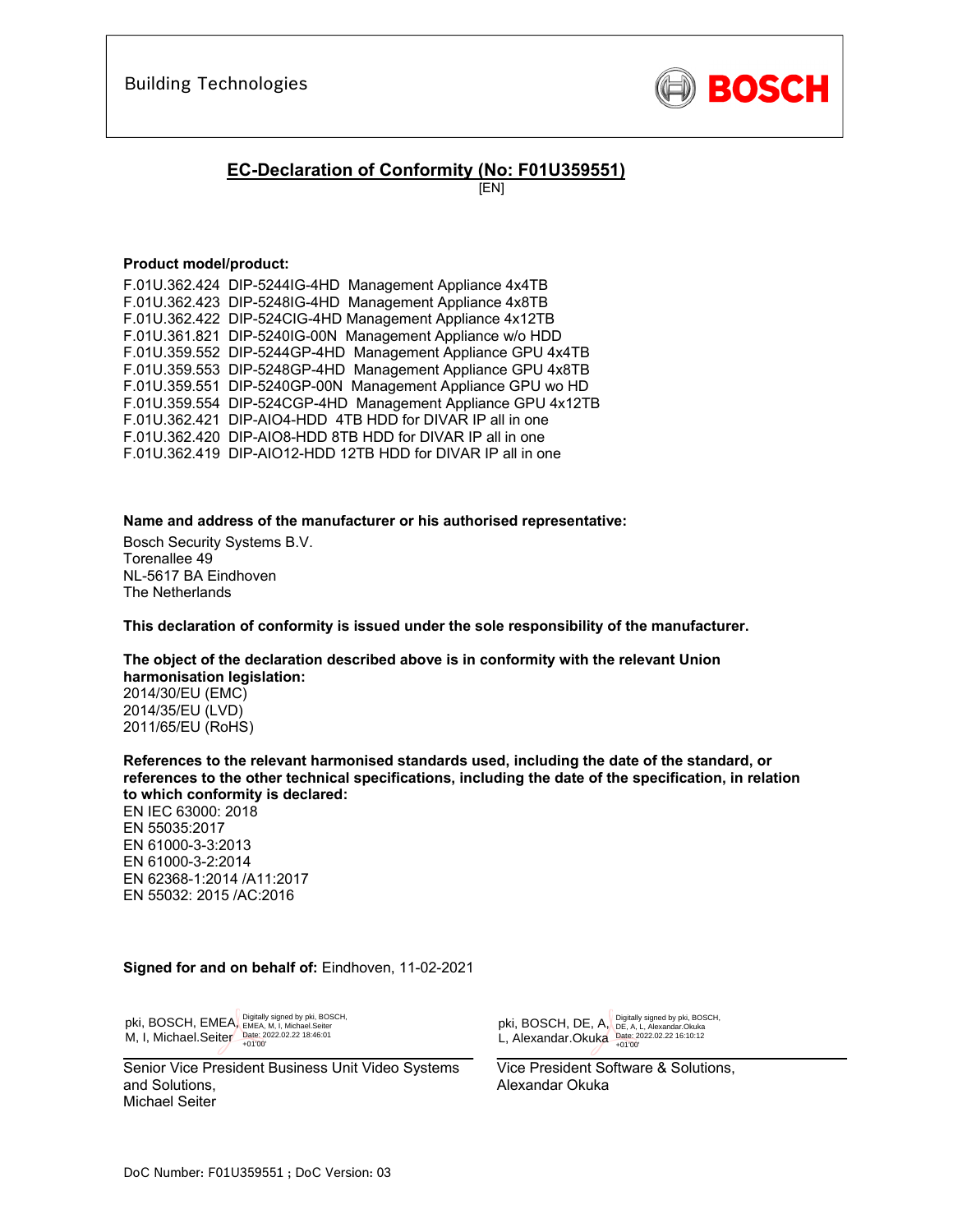Building Technologies

BOSCH

# EC-Declaration of Conformity (No: F01U359551)

[EN]

**Product model/product:**

F.01U.362.424 DIP-5244IG-4HD Management Appliance 4x4TB
F.01U.362.423 DIP-5248IG-4HD Management Appliance 4x8TB
F.01U.362.422 DIP-524CIG-4HD Management Appliance 4x12TB
F.01U.361.821 DIP-5240IG-00N Management Appliance w/o HDD
F.01U.359.552 DIP-5244GP-4HD Management Appliance GPU 4x4TB
F.01U.359.553 DIP-5248GP-4HD Management Appliance GPU 4x8TB
F.01U.359.551 DIP-5240GP-00N Management Appliance GPU wo HD
F.01U.359.554 DIP-524CGP-4HD Management Appliance GPU 4x12TB
F.01U.362.421 DIP-AIO4-HDD 4TB HDD for DIVAR IP all in one
F.01U.362.420 DIP-AIO8-HDD 8TB HDD for DIVAR IP all in one
F.01U.362.419 DIP-AIO12-HDD 12TB HDD for DIVAR IP all in one

**Name and address of the manufacturer or his authorised representative:**

Bosch Security Systems B.V.
Torenallee 49
NL-5617 BA Eindhoven
The Netherlands

**This declaration of conformity is issued under the sole responsibility of the manufacturer.**

**The object of the declaration described above is in conformity with the relevant Union harmonisation legislation:**

2014/30/EU (EMC)
2014/35/EU (LVD)
2011/65/EU (RoHS)

**References to the relevant harmonised standards used, including the date of the standard, or references to the other technical specifications, including the date of the specification, in relation to which conformity is declared:**

EN IEC 63000: 2018
EN 55035:2017
EN 61000-3-3:2013
EN 61000-3-2:2014
EN 62368-1:2014 /A11:2017
EN 55032: 2015 /AC:2016

**Signed for and on behalf of:** Eindhoven, 11-02-2021

| pki, BOSCH, EMEA, M, I, Michael.Seiter — Digitally signed by pki, BOSCH, EMEA, M, I, Michael.Seiter Date: 2022.02.22 18:46:01 +01'00' | pki, BOSCH, DE, A, L, Alexandar.Okuka — Digitally signed by pki, BOSCH, DE, A, L, Alexandar.Okuka Date: 2022.02.22 16:10:12 +01'00' |
|---|---|
| Senior Vice President Business Unit Video Systems and Solutions, Michael Seiter | Vice President Software & Solutions, Alexandar Okuka |

DoC Number: F01U359551 ; DoC Version: 03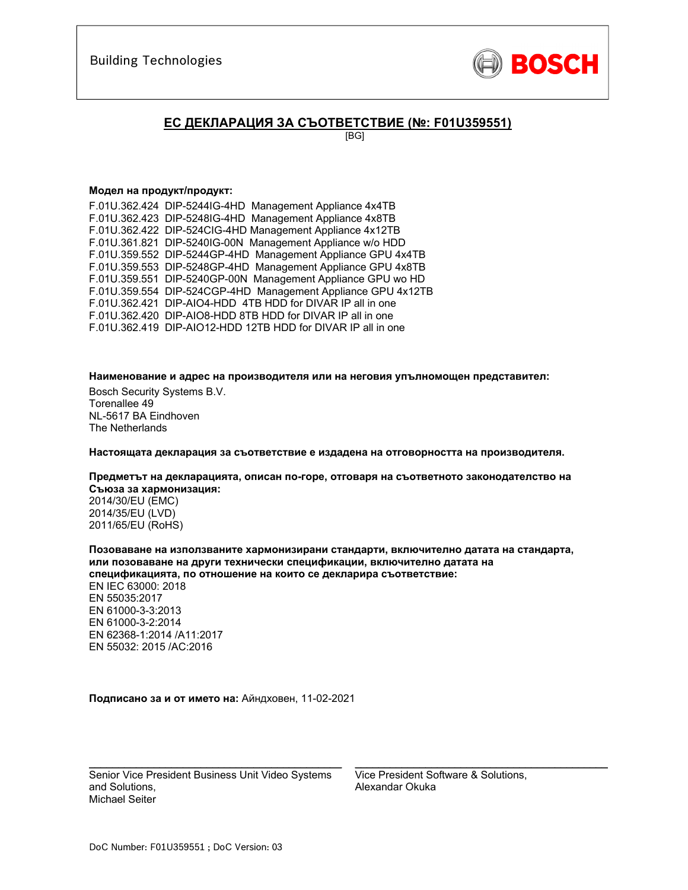Building Technologies

BOSCH

## ЕС ДЕКЛАРАЦИЯ ЗА СЪОТВЕТСТВИЕ (№: F01U359551)

[BG]

**Модел на продукт/продукт:**

F.01U.362.424 DIP-5244IG-4HD Management Appliance 4x4TB
F.01U.362.423 DIP-5248IG-4HD Management Appliance 4x8TB
F.01U.362.422 DIP-524CIG-4HD Management Appliance 4x12TB
F.01U.361.821 DIP-5240IG-00N Management Appliance w/o HDD
F.01U.359.552 DIP-5244GP-4HD Management Appliance GPU 4x4TB
F.01U.359.553 DIP-5248GP-4HD Management Appliance GPU 4x8TB
F.01U.359.551 DIP-5240GP-00N Management Appliance GPU wo HD
F.01U.359.554 DIP-524CGP-4HD Management Appliance GPU 4x12TB
F.01U.362.421 DIP-AIO4-HDD 4TB HDD for DIVAR IP all in one
F.01U.362.420 DIP-AIO8-HDD 8TB HDD for DIVAR IP all in one
F.01U.362.419 DIP-AIO12-HDD 12TB HDD for DIVAR IP all in one

**Наименование и адрес на производителя или на неговия упълномощен представител:**

Bosch Security Systems B.V.
Torenallee 49
NL-5617 BA Eindhoven
The Netherlands

**Настоящата декларация за съответствие е издадена на отговорността на производителя.**

**Предметът на декларацията, описан по-горе, отговаря на съответното законодателство на Съюза за хармонизация:**
2014/30/EU (EMC)
2014/35/EU (LVD)
2011/65/EU (RoHS)

**Позоваване на използваните хармонизирани стандарти, включително датата на стандарта, или позоваване на други технически спецификации, включително датата на спецификацията, по отношение на които се декларира съответствие:**
EN IEC 63000: 2018
EN 55035:2017
EN 61000-3-3:2013
EN 61000-3-2:2014
EN 62368-1:2014 /A11:2017
EN 55032: 2015 /AC:2016

**Подписано за и от името на:** Айндховен, 11-02-2021

Senior Vice President Business Unit Video Systems and Solutions,
Michael Seiter

Vice President Software & Solutions,
Alexandar Okuka

DoC Number: F01U359551 ; DoC Version: 03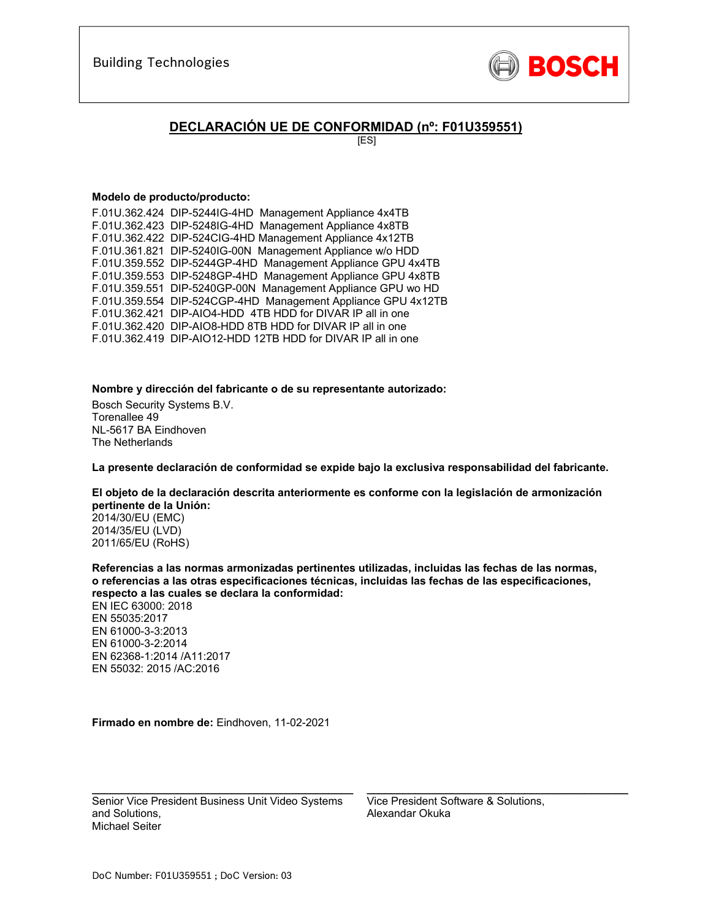Building Technologies

BOSCH

# DECLARACIÓN UE DE CONFORMIDAD (nº: F01U359551)

[ES]

**Modelo de producto/producto:**

F.01U.362.424 DIP-5244IG-4HD Management Appliance 4x4TB
F.01U.362.423 DIP-5248IG-4HD Management Appliance 4x8TB
F.01U.362.422 DIP-524CIG-4HD Management Appliance 4x12TB
F.01U.361.821 DIP-5240IG-00N Management Appliance w/o HDD
F.01U.359.552 DIP-5244GP-4HD Management Appliance GPU 4x4TB
F.01U.359.553 DIP-5248GP-4HD Management Appliance GPU 4x8TB
F.01U.359.551 DIP-5240GP-00N Management Appliance GPU wo HD
F.01U.359.554 DIP-524CGP-4HD Management Appliance GPU 4x12TB
F.01U.362.421 DIP-AIO4-HDD 4TB HDD for DIVAR IP all in one
F.01U.362.420 DIP-AIO8-HDD 8TB HDD for DIVAR IP all in one
F.01U.362.419 DIP-AIO12-HDD 12TB HDD for DIVAR IP all in one

**Nombre y dirección del fabricante o de su representante autorizado:**

Bosch Security Systems B.V.
Torenallee 49
NL-5617 BA Eindhoven
The Netherlands

**La presente declaración de conformidad se expide bajo la exclusiva responsabilidad del fabricante.**

**El objeto de la declaración descrita anteriormente es conforme con la legislación de armonización pertinente de la Unión:**
2014/30/EU (EMC)
2014/35/EU (LVD)
2011/65/EU (RoHS)

**Referencias a las normas armonizadas pertinentes utilizadas, incluidas las fechas de las normas, o referencias a las otras especificaciones técnicas, incluidas las fechas de las especificaciones, respecto a las cuales se declara la conformidad:**
EN IEC 63000: 2018
EN 55035:2017
EN 61000-3-3:2013
EN 61000-3-2:2014
EN 62368-1:2014 /A11:2017
EN 55032: 2015 /AC:2016

**Firmado en nombre de:** Eindhoven, 11-02-2021

Senior Vice President Business Unit Video Systems and Solutions,
Michael Seiter

Vice President Software & Solutions,
Alexandar Okuka

DoC Number: F01U359551 ; DoC Version: 03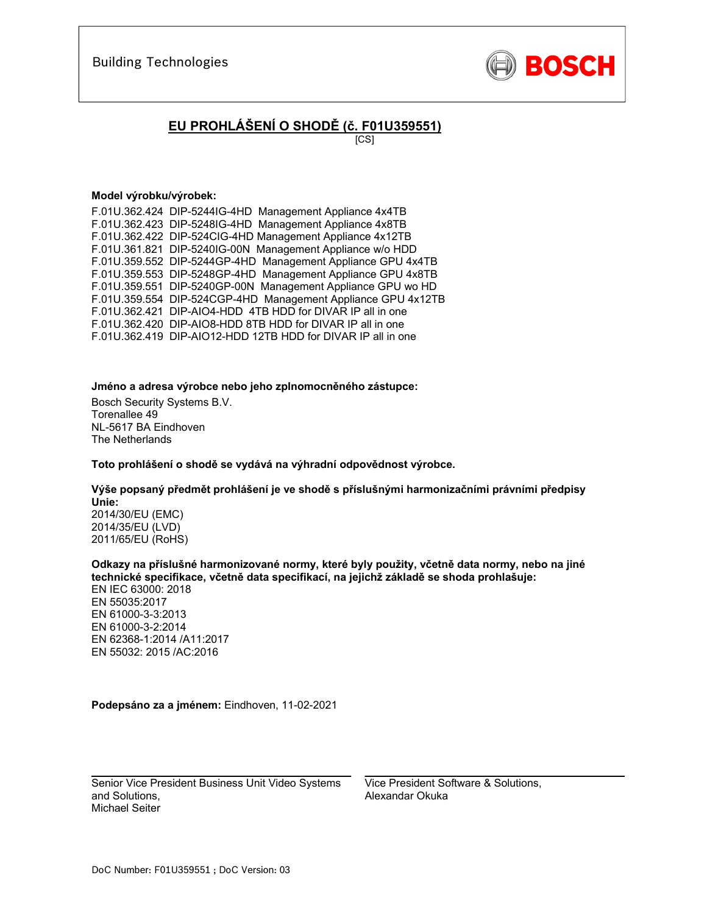Building Technologies

BOSCH

# EU PROHLÁŠENÍ O SHODĚ (č. F01U359551)

[CS]

**Model výrobku/výrobek:**

F.01U.362.424 DIP-5244IG-4HD Management Appliance 4x4TB
F.01U.362.423 DIP-5248IG-4HD Management Appliance 4x8TB
F.01U.362.422 DIP-524CIG-4HD Management Appliance 4x12TB
F.01U.361.821 DIP-5240IG-00N Management Appliance w/o HDD
F.01U.359.552 DIP-5244GP-4HD Management Appliance GPU 4x4TB
F.01U.359.553 DIP-5248GP-4HD Management Appliance GPU 4x8TB
F.01U.359.551 DIP-5240GP-00N Management Appliance GPU wo HD
F.01U.359.554 DIP-524CGP-4HD Management Appliance GPU 4x12TB
F.01U.362.421 DIP-AIO4-HDD 4TB HDD for DIVAR IP all in one
F.01U.362.420 DIP-AIO8-HDD 8TB HDD for DIVAR IP all in one
F.01U.362.419 DIP-AIO12-HDD 12TB HDD for DIVAR IP all in one

**Jméno a adresa výrobce nebo jeho zplnomocněného zástupce:**

Bosch Security Systems B.V.
Torenallee 49
NL-5617 BA Eindhoven
The Netherlands

**Toto prohlášení o shodě se vydává na výhradní odpovědnost výrobce.**

**Výše popsaný předmět prohlášení je ve shodě s příslušnými harmonizačními právními předpisy Unie:**
2014/30/EU (EMC)
2014/35/EU (LVD)
2011/65/EU (RoHS)

**Odkazy na příslušné harmonizované normy, které byly použity, včetně data normy, nebo na jiné technické specifikace, včetně data specifikací, na jejichž základě se shoda prohlašuje:**
EN IEC 63000: 2018
EN 55035:2017
EN 61000-3-3:2013
EN 61000-3-2:2014
EN 62368-1:2014 /A11:2017
EN 55032: 2015 /AC:2016

**Podepsáno za a jménem:** Eindhoven, 11-02-2021

Senior Vice President Business Unit Video Systems and Solutions,
Michael Seiter

Vice President Software & Solutions,
Alexandar Okuka

DoC Number: F01U359551 ; DoC Version: 03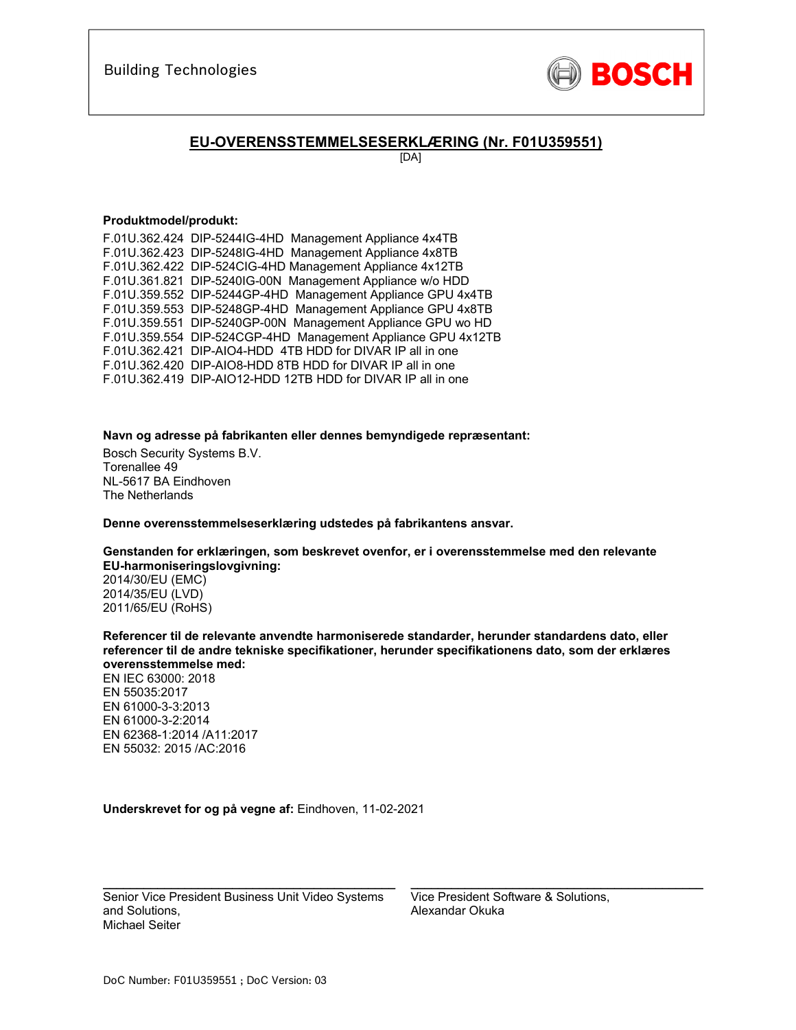Building Technologies

BOSCH

## EU-OVERENSSTEMMELSESERKLÆRING (Nr. F01U359551)

[DA]

**Produktmodel/produkt:**

F.01U.362.424 DIP-5244IG-4HD Management Appliance 4x4TB
F.01U.362.423 DIP-5248IG-4HD Management Appliance 4x8TB
F.01U.362.422 DIP-524CIG-4HD Management Appliance 4x12TB
F.01U.361.821 DIP-5240IG-00N Management Appliance w/o HDD
F.01U.359.552 DIP-5244GP-4HD Management Appliance GPU 4x4TB
F.01U.359.553 DIP-5248GP-4HD Management Appliance GPU 4x8TB
F.01U.359.551 DIP-5240GP-00N Management Appliance GPU wo HD
F.01U.359.554 DIP-524CGP-4HD Management Appliance GPU 4x12TB
F.01U.362.421 DIP-AIO4-HDD 4TB HDD for DIVAR IP all in one
F.01U.362.420 DIP-AIO8-HDD 8TB HDD for DIVAR IP all in one
F.01U.362.419 DIP-AIO12-HDD 12TB HDD for DIVAR IP all in one

**Navn og adresse på fabrikanten eller dennes bemyndigede repræsentant:**

Bosch Security Systems B.V.
Torenallee 49
NL-5617 BA Eindhoven
The Netherlands

**Denne overensstemmelseserklæring udstedes på fabrikantens ansvar.**

**Genstanden for erklæringen, som beskrevet ovenfor, er i overensstemmelse med den relevante EU-harmoniseringslovgivning:**
2014/30/EU (EMC)
2014/35/EU (LVD)
2011/65/EU (RoHS)

**Referencer til de relevante anvendte harmoniserede standarder, herunder standardens dato, eller referencer til de andre tekniske specifikationer, herunder specifikationens dato, som der erklæres overensstemmelse med:**
EN IEC 63000: 2018
EN 55035:2017
EN 61000-3-3:2013
EN 61000-3-2:2014
EN 62368-1:2014 /A11:2017
EN 55032: 2015 /AC:2016

**Underskrevet for og på vegne af:** Eindhoven, 11-02-2021

Senior Vice President Business Unit Video Systems and Solutions,
Michael Seiter

Vice President Software & Solutions,
Alexandar Okuka

DoC Number: F01U359551 ; DoC Version: 03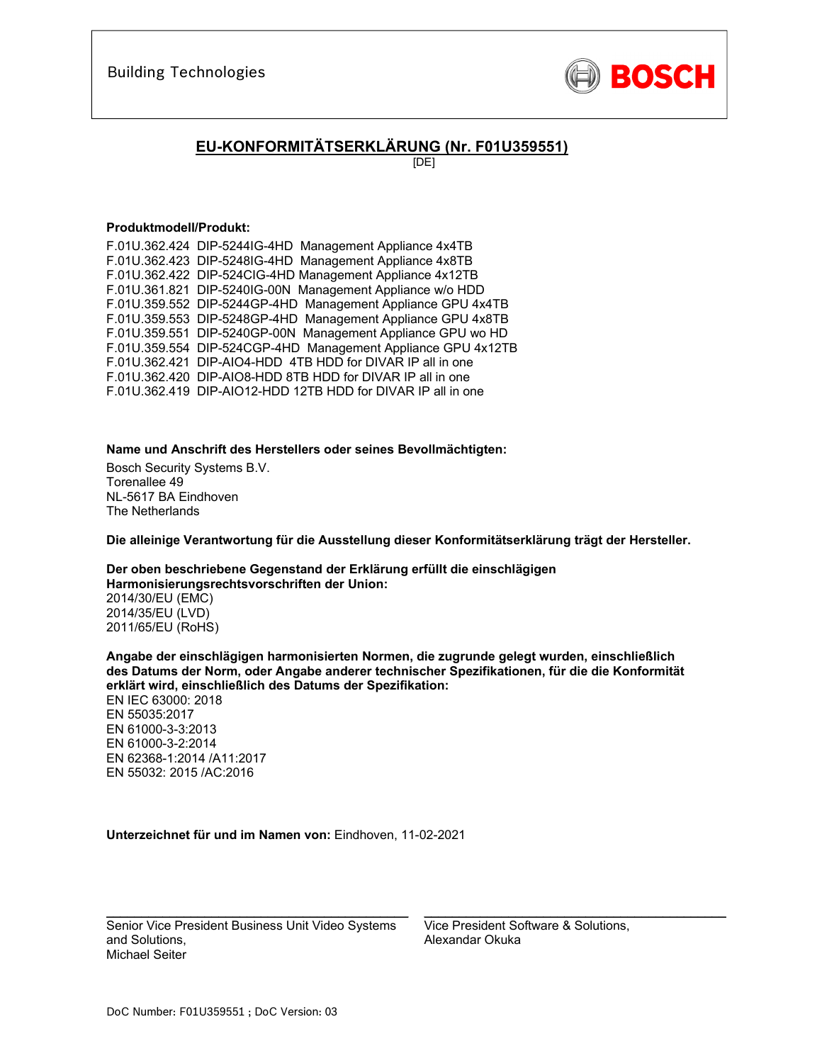Building Technologies

BOSCH

# EU-KONFORMITÄTSERKLÄRUNG (Nr. F01U359551)

[DE]

**Produktmodell/Produkt:**

F.01U.362.424 DIP-5244IG-4HD Management Appliance 4x4TB
F.01U.362.423 DIP-5248IG-4HD Management Appliance 4x8TB
F.01U.362.422 DIP-524CIG-4HD Management Appliance 4x12TB
F.01U.361.821 DIP-5240IG-00N Management Appliance w/o HDD
F.01U.359.552 DIP-5244GP-4HD Management Appliance GPU 4x4TB
F.01U.359.553 DIP-5248GP-4HD Management Appliance GPU 4x8TB
F.01U.359.551 DIP-5240GP-00N Management Appliance GPU wo HD
F.01U.359.554 DIP-524CGP-4HD Management Appliance GPU 4x12TB
F.01U.362.421 DIP-AIO4-HDD 4TB HDD for DIVAR IP all in one
F.01U.362.420 DIP-AIO8-HDD 8TB HDD for DIVAR IP all in one
F.01U.362.419 DIP-AIO12-HDD 12TB HDD for DIVAR IP all in one

**Name und Anschrift des Herstellers oder seines Bevollmächtigten:**

Bosch Security Systems B.V.
Torenallee 49
NL-5617 BA Eindhoven
The Netherlands

**Die alleinige Verantwortung für die Ausstellung dieser Konformitätserklärung trägt der Hersteller.**

**Der oben beschriebene Gegenstand der Erklärung erfüllt die einschlägigen Harmonisierungsrechtsvorschriften der Union:**
2014/30/EU (EMC)
2014/35/EU (LVD)
2011/65/EU (RoHS)

**Angabe der einschlägigen harmonisierten Normen, die zugrunde gelegt wurden, einschließlich des Datums der Norm, oder Angabe anderer technischer Spezifikationen, für die die Konformität erklärt wird, einschließlich des Datums der Spezifikation:**
EN IEC 63000: 2018
EN 55035:2017
EN 61000-3-3:2013
EN 61000-3-2:2014
EN 62368-1:2014 /A11:2017
EN 55032: 2015 /AC:2016

**Unterzeichnet für und im Namen von:** Eindhoven, 11-02-2021

Senior Vice President Business Unit Video Systems and Solutions,
Michael Seiter

Vice President Software & Solutions,
Alexandar Okuka

DoC Number: F01U359551 ; DoC Version: 03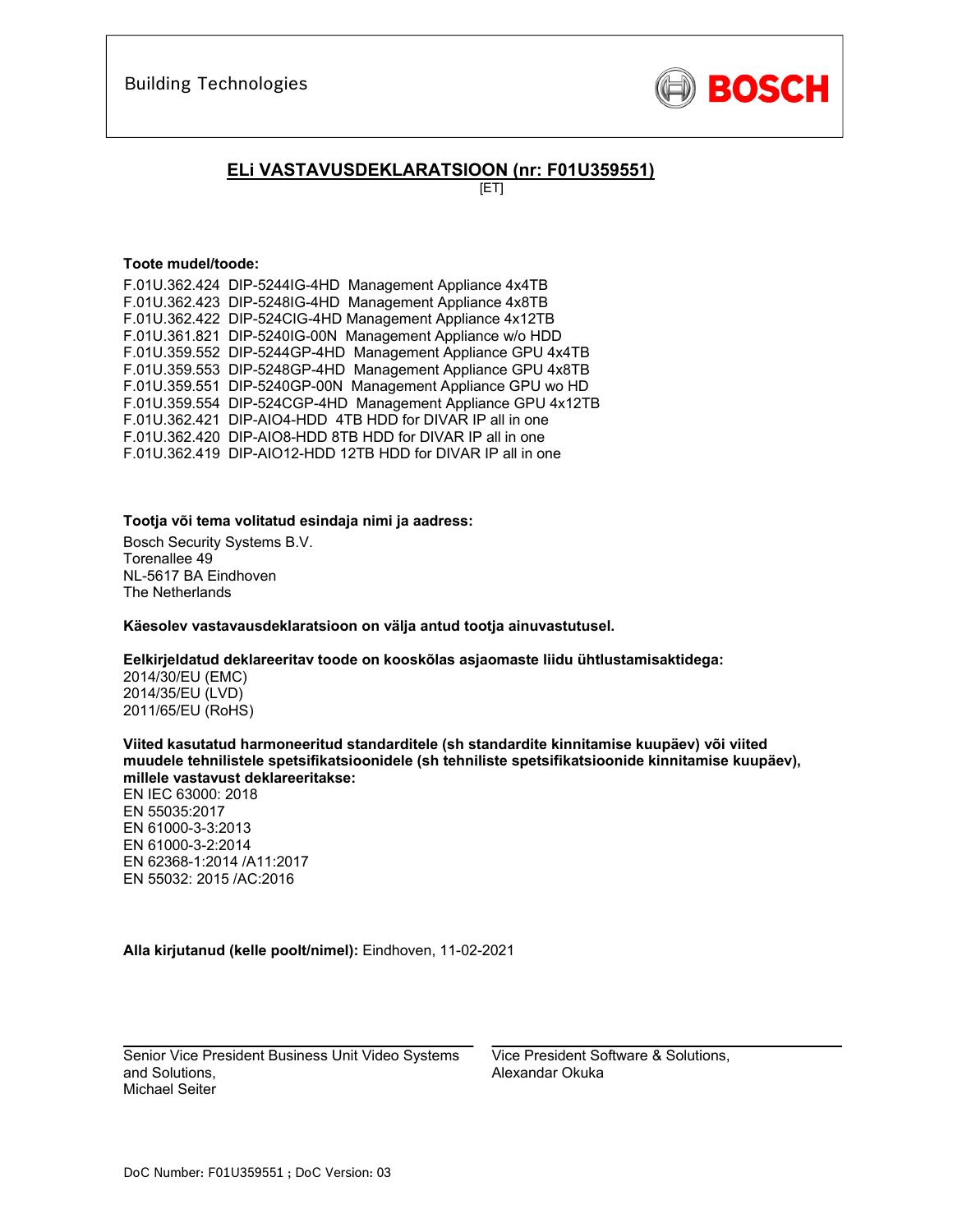Building Technologies

BOSCH

## ELi VASTAVUSDEKLARATSIOON (nr: F01U359551)

[ET]

**Toote mudel/toode:**

F.01U.362.424 DIP-5244IG-4HD Management Appliance 4x4TB
F.01U.362.423 DIP-5248IG-4HD Management Appliance 4x8TB
F.01U.362.422 DIP-524CIG-4HD Management Appliance 4x12TB
F.01U.361.821 DIP-5240IG-00N Management Appliance w/o HDD
F.01U.359.552 DIP-5244GP-4HD Management Appliance GPU 4x4TB
F.01U.359.553 DIP-5248GP-4HD Management Appliance GPU 4x8TB
F.01U.359.551 DIP-5240GP-00N Management Appliance GPU wo HD
F.01U.359.554 DIP-524CGP-4HD Management Appliance GPU 4x12TB
F.01U.362.421 DIP-AIO4-HDD 4TB HDD for DIVAR IP all in one
F.01U.362.420 DIP-AIO8-HDD 8TB HDD for DIVAR IP all in one
F.01U.362.419 DIP-AIO12-HDD 12TB HDD for DIVAR IP all in one

**Tootja või tema volitatud esindaja nimi ja aadress:**

Bosch Security Systems B.V.
Torenallee 49
NL-5617 BA Eindhoven
The Netherlands

**Käesolev vastavausdeklaratsioon on välja antud tootja ainuvastutusel.**

**Eelkirjeldatud deklareeritav toode on kooskõlas asjaomaste liidu ühtlustamisaktidega:**
2014/30/EU (EMC)
2014/35/EU (LVD)
2011/65/EU (RoHS)

**Viited kasutatud harmoneeritud standarditele (sh standardite kinnitamise kuupäev) või viited muudele tehnilistele spetsifikatsioonidele (sh tehniliste spetsifikatsioonide kinnitamise kuupäev), millele vastavust deklareeritakse:**
EN IEC 63000: 2018
EN 55035:2017
EN 61000-3-3:2013
EN 61000-3-2:2014
EN 62368-1:2014 /A11:2017
EN 55032: 2015 /AC:2016

**Alla kirjutanud (kelle poolt/nimel):** Eindhoven, 11-02-2021

Senior Vice President Business Unit Video Systems and Solutions,
Michael Seiter

Vice President Software & Solutions,
Alexandar Okuka

DoC Number: F01U359551 ; DoC Version: 03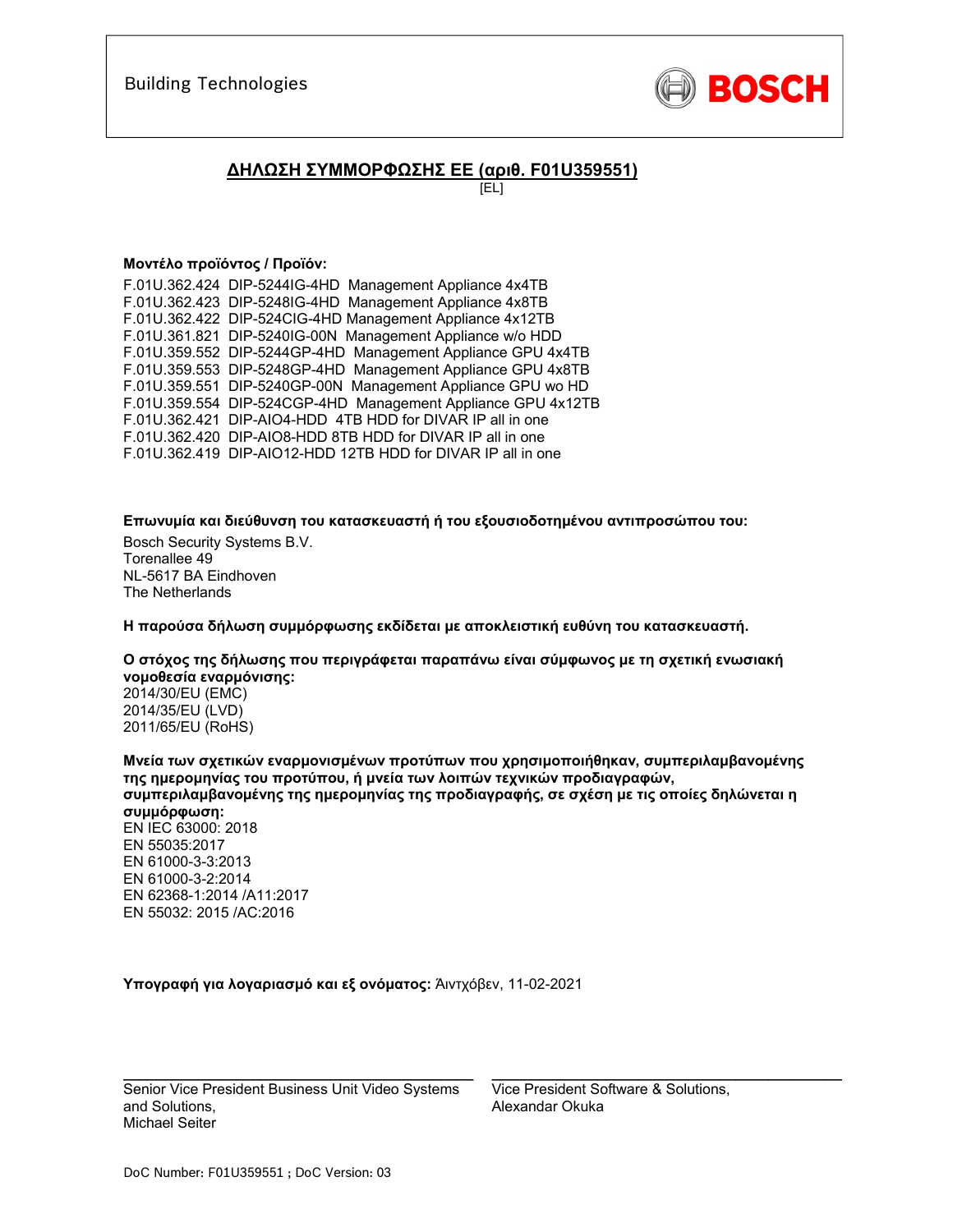Building Technologies

BOSCH

## ΔΗΛΩΣΗ ΣΥΜΜΟΡΦΩΣΗΣ ΕΕ (αριθ. F01U359551)

[EL]

**Μοντέλο προϊόντος / Προϊόν:**

F.01U.362.424 DIP-5244IG-4HD Management Appliance 4x4TB
F.01U.362.423 DIP-5248IG-4HD Management Appliance 4x8TB
F.01U.362.422 DIP-524CIG-4HD Management Appliance 4x12TB
F.01U.361.821 DIP-5240IG-00N Management Appliance w/o HDD
F.01U.359.552 DIP-5244GP-4HD Management Appliance GPU 4x4TB
F.01U.359.553 DIP-5248GP-4HD Management Appliance GPU 4x8TB
F.01U.359.551 DIP-5240GP-00N Management Appliance GPU wo HD
F.01U.359.554 DIP-524CGP-4HD Management Appliance GPU 4x12TB
F.01U.362.421 DIP-AIO4-HDD 4TB HDD for DIVAR IP all in one
F.01U.362.420 DIP-AIO8-HDD 8TB HDD for DIVAR IP all in one
F.01U.362.419 DIP-AIO12-HDD 12TB HDD for DIVAR IP all in one

**Επωνυμία και διεύθυνση του κατασκευαστή ή του εξουσιοδοτημένου αντιπροσώπου του:**

Bosch Security Systems B.V.
Torenallee 49
NL-5617 BA Eindhoven
The Netherlands

**Η παρούσα δήλωση συμμόρφωσης εκδίδεται με αποκλειστική ευθύνη του κατασκευαστή.**

**Ο στόχος της δήλωσης που περιγράφεται παραπάνω είναι σύμφωνος με τη σχετική ενωσιακή νομοθεσία εναρμόνισης:**
2014/30/EU (EMC)
2014/35/EU (LVD)
2011/65/EU (RoHS)

**Μνεία των σχετικών εναρμονισμένων προτύπων που χρησιμοποιήθηκαν, συμπεριλαμβανομένης της ημερομηνίας του προτύπου, ή μνεία των λοιπών τεχνικών προδιαγραφών, συμπεριλαμβανομένης της ημερομηνίας της προδιαγραφής, σε σχέση με τις οποίες δηλώνεται η συμμόρφωση:**
EN IEC 63000: 2018
EN 55035:2017
EN 61000-3-3:2013
EN 61000-3-2:2014
EN 62368-1:2014 /A11:2017
EN 55032: 2015 /AC:2016

**Υπογραφή για λογαριασμό και εξ ονόματος:** Άιντχόβεν, 11-02-2021

Senior Vice President Business Unit Video Systems and Solutions,
Michael Seiter

Vice President Software & Solutions,
Alexandar Okuka

DoC Number: F01U359551 ; DoC Version: 03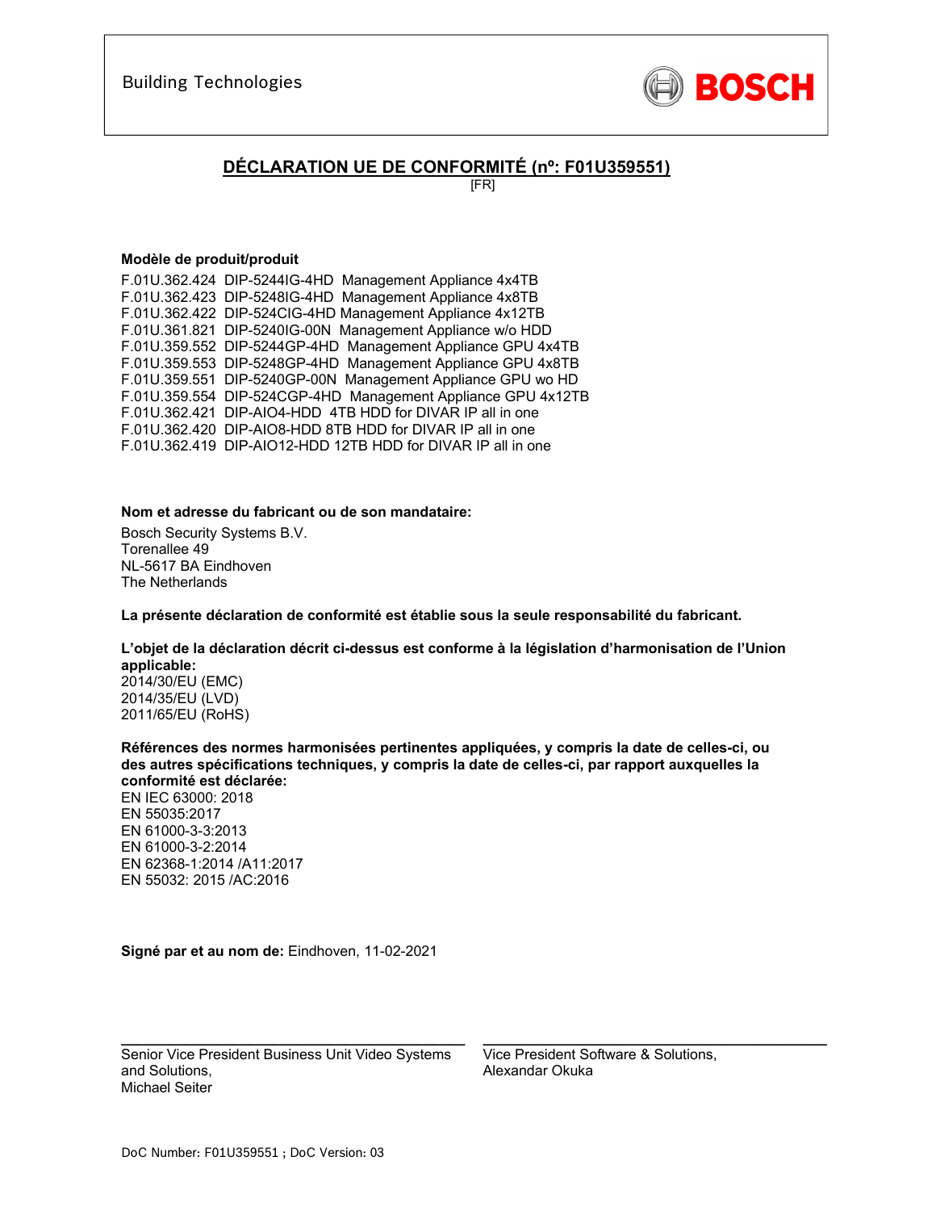Building Technologies

BOSCH

# DÉCLARATION UE DE CONFORMITÉ (nº: F01U359551)

[FR]

**Modèle de produit/produit**

F.01U.362.424 DIP-5244IG-4HD Management Appliance 4x4TB
F.01U.362.423 DIP-5248IG-4HD Management Appliance 4x8TB
F.01U.362.422 DIP-524CIG-4HD Management Appliance 4x12TB
F.01U.361.821 DIP-5240IG-00N Management Appliance w/o HDD
F.01U.359.552 DIP-5244GP-4HD Management Appliance GPU 4x4TB
F.01U.359.553 DIP-5248GP-4HD Management Appliance GPU 4x8TB
F.01U.359.551 DIP-5240GP-00N Management Appliance GPU wo HD
F.01U.359.554 DIP-524CGP-4HD Management Appliance GPU 4x12TB
F.01U.362.421 DIP-AIO4-HDD 4TB HDD for DIVAR IP all in one
F.01U.362.420 DIP-AIO8-HDD 8TB HDD for DIVAR IP all in one
F.01U.362.419 DIP-AIO12-HDD 12TB HDD for DIVAR IP all in one

**Nom et adresse du fabricant ou de son mandataire:**

Bosch Security Systems B.V.
Torenallee 49
NL-5617 BA Eindhoven
The Netherlands

**La présente déclaration de conformité est établie sous la seule responsabilité du fabricant.**

**L'objet de la déclaration décrit ci-dessus est conforme à la législation d'harmonisation de l'Union applicable:**
2014/30/EU (EMC)
2014/35/EU (LVD)
2011/65/EU (RoHS)

**Références des normes harmonisées pertinentes appliquées, y compris la date de celles-ci, ou des autres spécifications techniques, y compris la date de celles-ci, par rapport auxquelles la conformité est déclarée:**
EN IEC 63000: 2018
EN 55035:2017
EN 61000-3-3:2013
EN 61000-3-2:2014
EN 62368-1:2014 /A11:2017
EN 55032: 2015 /AC:2016

**Signé par et au nom de:** Eindhoven, 11-02-2021

Senior Vice President Business Unit Video Systems and Solutions,
Michael Seiter

Vice President Software & Solutions,
Alexandar Okuka

DoC Number: F01U359551 ; DoC Version: 03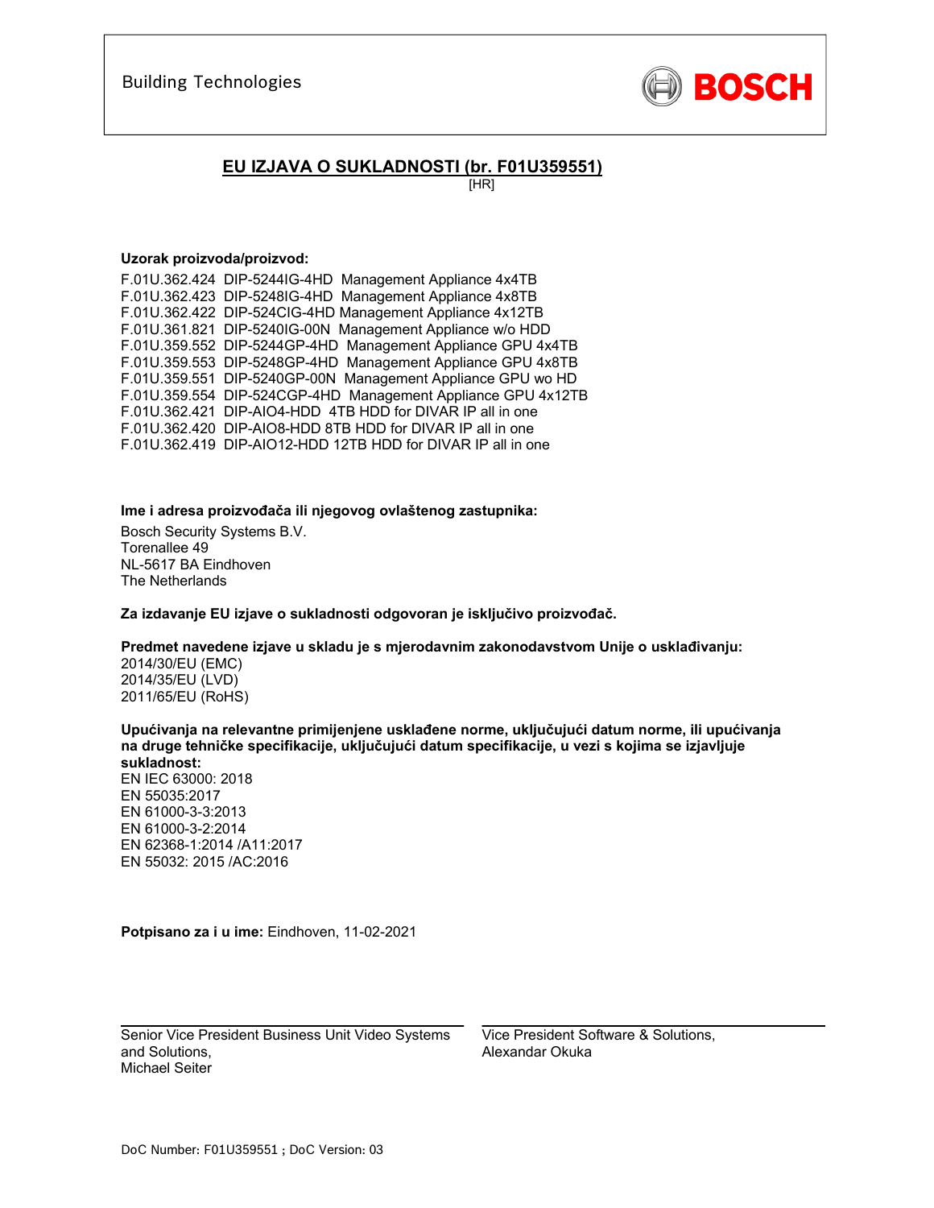Building Technologies

BOSCH

## EU IZJAVA O SUKLADNOSTI (br. F01U359551)

[HR]

**Uzorak proizvoda/proizvod:**

F.01U.362.424 DIP-5244IG-4HD Management Appliance 4x4TB
F.01U.362.423 DIP-5248IG-4HD Management Appliance 4x8TB
F.01U.362.422 DIP-524CIG-4HD Management Appliance 4x12TB
F.01U.361.821 DIP-5240IG-00N Management Appliance w/o HDD
F.01U.359.552 DIP-5244GP-4HD Management Appliance GPU 4x4TB
F.01U.359.553 DIP-5248GP-4HD Management Appliance GPU 4x8TB
F.01U.359.551 DIP-5240GP-00N Management Appliance GPU wo HD
F.01U.359.554 DIP-524CGP-4HD Management Appliance GPU 4x12TB
F.01U.362.421 DIP-AIO4-HDD 4TB HDD for DIVAR IP all in one
F.01U.362.420 DIP-AIO8-HDD 8TB HDD for DIVAR IP all in one
F.01U.362.419 DIP-AIO12-HDD 12TB HDD for DIVAR IP all in one

**Ime i adresa proizvođača ili njegovog ovlaštenog zastupnika:**

Bosch Security Systems B.V.
Torenallee 49
NL-5617 BA Eindhoven
The Netherlands

**Za izdavanje EU izjave o sukladnosti odgovoran je isključivo proizvođač.**

**Predmet navedene izjave u skladu je s mjerodavnim zakonodavstvom Unije o usklađivanju:**
2014/30/EU (EMC)
2014/35/EU (LVD)
2011/65/EU (RoHS)

**Upućivanja na relevantne primijenjene usklađene norme, uključujući datum norme, ili upućivanja na druge tehničke specifikacije, uključujući datum specifikacije, u vezi s kojima se izjavljuje sukladnost:**
EN IEC 63000: 2018
EN 55035:2017
EN 61000-3-3:2013
EN 61000-3-2:2014
EN 62368-1:2014 /A11:2017
EN 55032: 2015 /AC:2016

**Potpisano za i u ime:** Eindhoven, 11-02-2021

Senior Vice President Business Unit Video Systems and Solutions,
Michael Seiter

Vice President Software & Solutions,
Alexandar Okuka

DoC Number: F01U359551 ; DoC Version: 03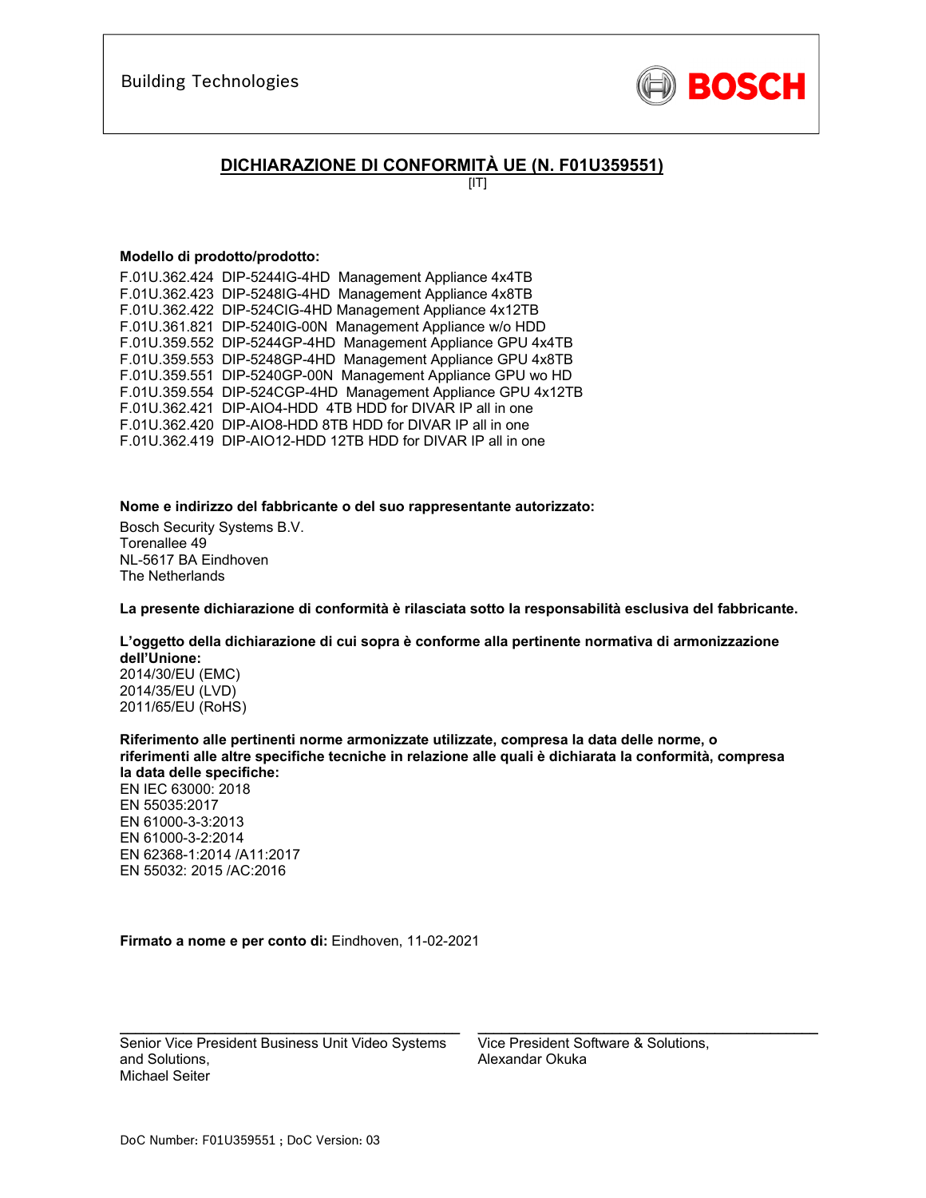Building Technologies

BOSCH

## DICHIARAZIONE DI CONFORMITÀ UE (N. F01U359551)

[IT]

**Modello di prodotto/prodotto:**

F.01U.362.424 DIP-5244IG-4HD Management Appliance 4x4TB
F.01U.362.423 DIP-5248IG-4HD Management Appliance 4x8TB
F.01U.362.422 DIP-524CIG-4HD Management Appliance 4x12TB
F.01U.361.821 DIP-5240IG-00N Management Appliance w/o HDD
F.01U.359.552 DIP-5244GP-4HD Management Appliance GPU 4x4TB
F.01U.359.553 DIP-5248GP-4HD Management Appliance GPU 4x8TB
F.01U.359.551 DIP-5240GP-00N Management Appliance GPU wo HD
F.01U.359.554 DIP-524CGP-4HD Management Appliance GPU 4x12TB
F.01U.362.421 DIP-AIO4-HDD 4TB HDD for DIVAR IP all in one
F.01U.362.420 DIP-AIO8-HDD 8TB HDD for DIVAR IP all in one
F.01U.362.419 DIP-AIO12-HDD 12TB HDD for DIVAR IP all in one

**Nome e indirizzo del fabbricante o del suo rappresentante autorizzato:**

Bosch Security Systems B.V.
Torenallee 49
NL-5617 BA Eindhoven
The Netherlands

**La presente dichiarazione di conformità è rilasciata sotto la responsabilità esclusiva del fabbricante.**

**L'oggetto della dichiarazione di cui sopra è conforme alla pertinente normativa di armonizzazione dell'Unione:**
2014/30/EU (EMC)
2014/35/EU (LVD)
2011/65/EU (RoHS)

**Riferimento alle pertinenti norme armonizzate utilizzate, compresa la data delle norme, o riferimenti alle altre specifiche tecniche in relazione alle quali è dichiarata la conformità, compresa la data delle specifiche:**
EN IEC 63000: 2018
EN 55035:2017
EN 61000-3-3:2013
EN 61000-3-2:2014
EN 62368-1:2014 /A11:2017
EN 55032: 2015 /AC:2016

**Firmato a nome e per conto di:** Eindhoven, 11-02-2021

Senior Vice President Business Unit Video Systems and Solutions,
Michael Seiter

Vice President Software & Solutions,
Alexandar Okuka

DoC Number: F01U359551 ; DoC Version: 03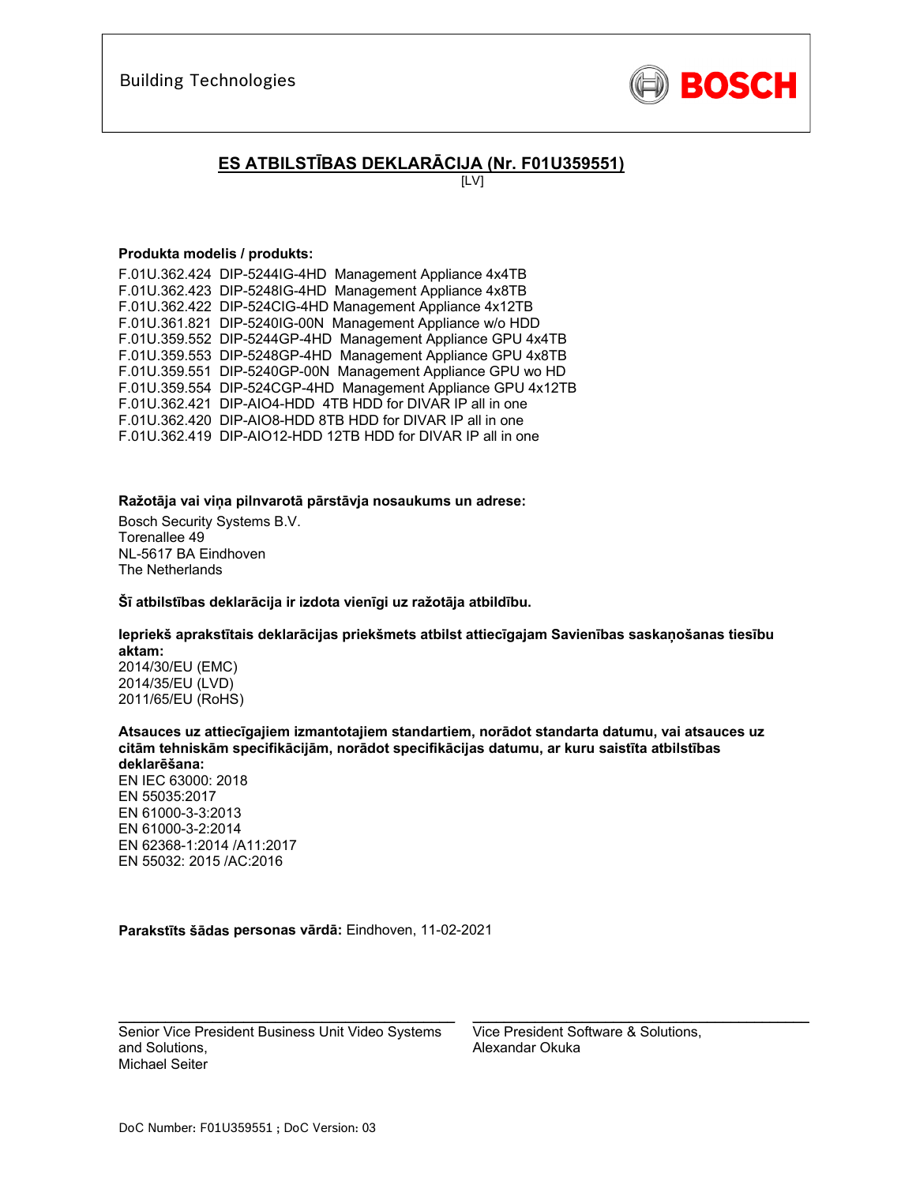Building Technologies

BOSCH

## ES ATBILSTĪBAS DEKLARĀCIJA (Nr. F01U359551)

[LV]

**Produkta modelis / produkts:**

F.01U.362.424 DIP-5244IG-4HD Management Appliance 4x4TB
F.01U.362.423 DIP-5248IG-4HD Management Appliance 4x8TB
F.01U.362.422 DIP-524CIG-4HD Management Appliance 4x12TB
F.01U.361.821 DIP-5240IG-00N Management Appliance w/o HDD
F.01U.359.552 DIP-5244GP-4HD Management Appliance GPU 4x4TB
F.01U.359.553 DIP-5248GP-4HD Management Appliance GPU 4x8TB
F.01U.359.551 DIP-5240GP-00N Management Appliance GPU wo HD
F.01U.359.554 DIP-524CGP-4HD Management Appliance GPU 4x12TB
F.01U.362.421 DIP-AIO4-HDD 4TB HDD for DIVAR IP all in one
F.01U.362.420 DIP-AIO8-HDD 8TB HDD for DIVAR IP all in one
F.01U.362.419 DIP-AIO12-HDD 12TB HDD for DIVAR IP all in one

**Ražotāja vai viņa pilnvarotā pārstāvja nosaukums un adrese:**

Bosch Security Systems B.V.
Torenallee 49
NL-5617 BA Eindhoven
The Netherlands

**Šī atbilstības deklarācija ir izdota vienīgi uz ražotāja atbildību.**

**Iepriekš aprakstītais deklarācijas priekšmets atbilst attiecīgajam Savienības saskaņošanas tiesību aktam:**
2014/30/EU (EMC)
2014/35/EU (LVD)
2011/65/EU (RoHS)

**Atsauces uz attiecīgajiem izmantotajiem standartiem, norādot standarta datumu, vai atsauces uz citām tehniskām specifikācijām, norādot specifikācijas datumu, ar kuru saistīta atbilstības deklarēšana:**
EN IEC 63000: 2018
EN 55035:2017
EN 61000-3-3:2013
EN 61000-3-2:2014
EN 62368-1:2014 /A11:2017
EN 55032: 2015 /AC:2016

**Parakstīts šādas personas vārdā:** Eindhoven, 11-02-2021

Senior Vice President Business Unit Video Systems and Solutions,
Michael Seiter

Vice President Software & Solutions,
Alexandar Okuka

DoC Number: F01U359551 ; DoC Version: 03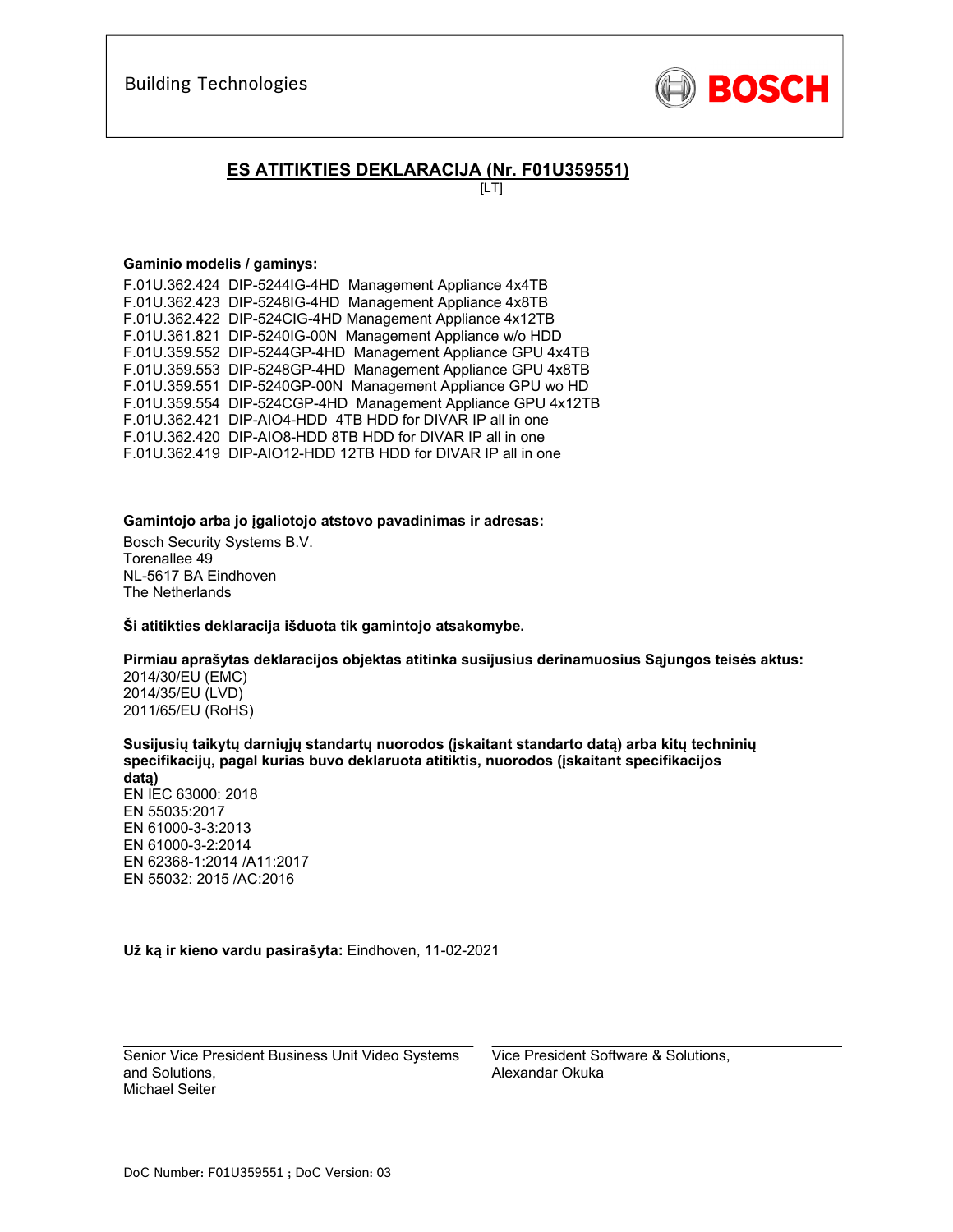Building Technologies

BOSCH

## ES ATITIKTIES DEKLARACIJA (Nr. F01U359551)

[LT]

**Gaminio modelis / gaminys:**

F.01U.362.424 DIP-5244IG-4HD Management Appliance 4x4TB
F.01U.362.423 DIP-5248IG-4HD Management Appliance 4x8TB
F.01U.362.422 DIP-524CIG-4HD Management Appliance 4x12TB
F.01U.361.821 DIP-5240IG-00N Management Appliance w/o HDD
F.01U.359.552 DIP-5244GP-4HD Management Appliance GPU 4x4TB
F.01U.359.553 DIP-5248GP-4HD Management Appliance GPU 4x8TB
F.01U.359.551 DIP-5240GP-00N Management Appliance GPU wo HD
F.01U.359.554 DIP-524CGP-4HD Management Appliance GPU 4x12TB
F.01U.362.421 DIP-AIO4-HDD 4TB HDD for DIVAR IP all in one
F.01U.362.420 DIP-AIO8-HDD 8TB HDD for DIVAR IP all in one
F.01U.362.419 DIP-AIO12-HDD 12TB HDD for DIVAR IP all in one

**Gamintojo arba jo įgaliotojo atstovo pavadinimas ir adresas:**

Bosch Security Systems B.V.
Torenallee 49
NL-5617 BA Eindhoven
The Netherlands

**Ši atitikties deklaracija išduota tik gamintojo atsakomybe.**

**Pirmiau aprašytas deklaracijos objektas atitinka susijusius derinamuosius Sąjungos teisės aktus:**

2014/30/EU (EMC)
2014/35/EU (LVD)
2011/65/EU (RoHS)

**Susijusių taikytų darniųjų standartų nuorodos (įskaitant standarto datą) arba kitų techninių specifikacijų, pagal kurias buvo deklaruota atitiktis, nuorodos (įskaitant specifikacijos datą)**

EN IEC 63000: 2018
EN 55035:2017
EN 61000-3-3:2013
EN 61000-3-2:2014
EN 62368-1:2014 /A11:2017
EN 55032: 2015 /AC:2016

**Už ką ir kieno vardu pasirašyta:** Eindhoven, 11-02-2021

Senior Vice President Business Unit Video Systems and Solutions,
Michael Seiter

Vice President Software & Solutions,
Alexandar Okuka

DoC Number: F01U359551 ; DoC Version: 03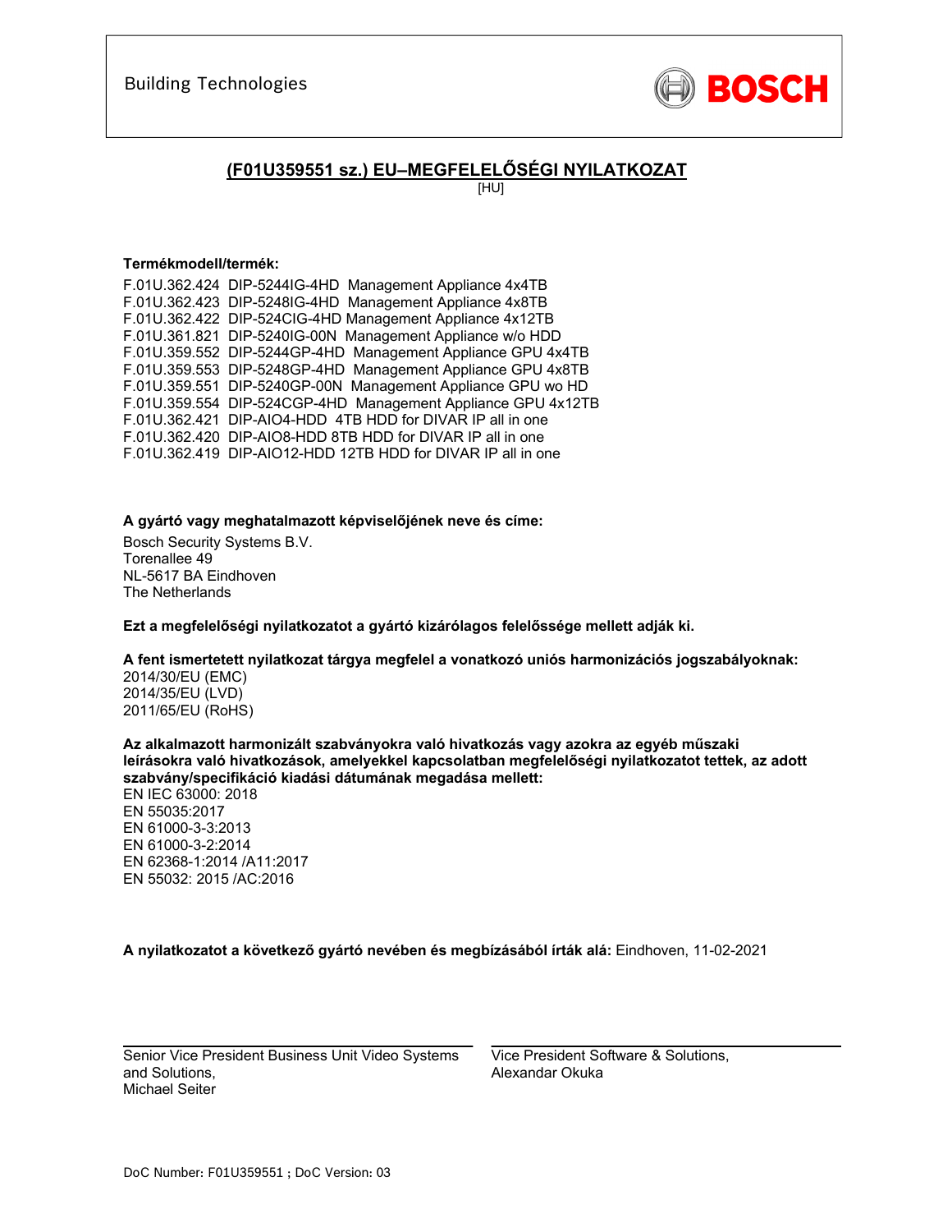Building Technologies

**BOSCH**

## (F01U359551 sz.) EU–MEGFELELŐSÉGI NYILATKOZAT

[HU]

**Termékmodell/termék:**

F.01U.362.424 DIP-5244IG-4HD Management Appliance 4x4TB
F.01U.362.423 DIP-5248IG-4HD Management Appliance 4x8TB
F.01U.362.422 DIP-524CIG-4HD Management Appliance 4x12TB
F.01U.361.821 DIP-5240IG-00N Management Appliance w/o HDD
F.01U.359.552 DIP-5244GP-4HD Management Appliance GPU 4x4TB
F.01U.359.553 DIP-5248GP-4HD Management Appliance GPU 4x8TB
F.01U.359.551 DIP-5240GP-00N Management Appliance GPU wo HD
F.01U.359.554 DIP-524CGP-4HD Management Appliance GPU 4x12TB
F.01U.362.421 DIP-AIO4-HDD 4TB HDD for DIVAR IP all in one
F.01U.362.420 DIP-AIO8-HDD 8TB HDD for DIVAR IP all in one
F.01U.362.419 DIP-AIO12-HDD 12TB HDD for DIVAR IP all in one

**A gyártó vagy meghatalmazott képviselőjének neve és címe:**

Bosch Security Systems B.V.
Torenallee 49
NL-5617 BA Eindhoven
The Netherlands

**Ezt a megfelelőségi nyilatkozatot a gyártó kizárólagos felelőssége mellett adják ki.**

**A fent ismertetett nyilatkozat tárgya megfelel a vonatkozó uniós harmonizációs jogszabályoknak:**

2014/30/EU (EMC)
2014/35/EU (LVD)
2011/65/EU (RoHS)

**Az alkalmazott harmonizált szabványokra való hivatkozás vagy azokra az egyéb műszaki leírásokra való hivatkozások, amelyekkel kapcsolatban megfelelőségi nyilatkozatot tettek, az adott szabvány/specifikáció kiadási dátumának megadása mellett:**

EN IEC 63000: 2018
EN 55035:2017
EN 61000-3-3:2013
EN 61000-3-2:2014
EN 62368-1:2014 /A11:2017
EN 55032: 2015 /AC:2016

**A nyilatkozatot a következő gyártó nevében és megbízásából írták alá:** Eindhoven, 11-02-2021

Senior Vice President Business Unit Video Systems and Solutions,
Michael Seiter

Vice President Software & Solutions,
Alexandar Okuka

DoC Number: F01U359551 ; DoC Version: 03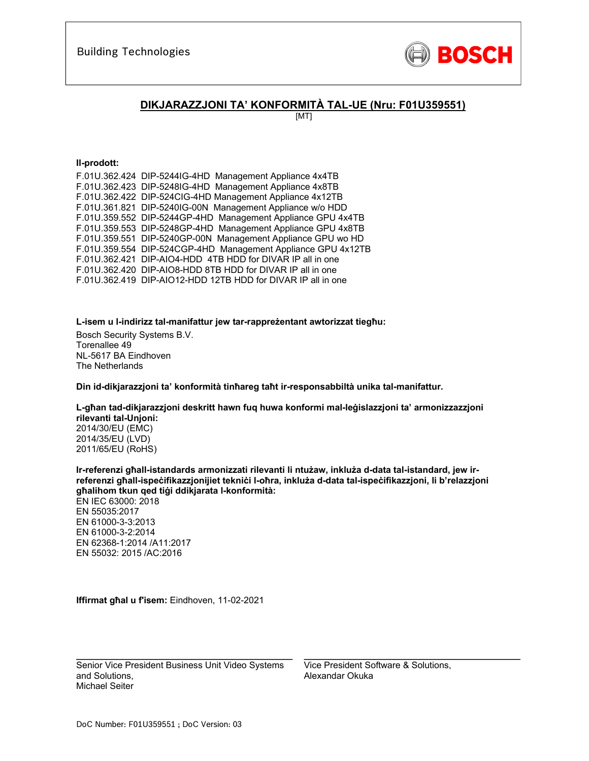Building Technologies

BOSCH

## DIKJARAZZJONI TA' KONFORMITÀ TAL-UE (Nru: F01U359551)

[MT]

**Il-prodott:**

F.01U.362.424 DIP-5244IG-4HD Management Appliance 4x4TB
F.01U.362.423 DIP-5248IG-4HD Management Appliance 4x8TB
F.01U.362.422 DIP-524CIG-4HD Management Appliance 4x12TB
F.01U.361.821 DIP-5240IG-00N Management Appliance w/o HDD
F.01U.359.552 DIP-5244GP-4HD Management Appliance GPU 4x4TB
F.01U.359.553 DIP-5248GP-4HD Management Appliance GPU 4x8TB
F.01U.359.551 DIP-5240GP-00N Management Appliance GPU wo HD
F.01U.359.554 DIP-524CGP-4HD Management Appliance GPU 4x12TB
F.01U.362.421 DIP-AIO4-HDD 4TB HDD for DIVAR IP all in one
F.01U.362.420 DIP-AIO8-HDD 8TB HDD for DIVAR IP all in one
F.01U.362.419 DIP-AIO12-HDD 12TB HDD for DIVAR IP all in one

**L-isem u l-indirizz tal-manifattur jew tar-rappreżentant awtorizzat tiegħu:**

Bosch Security Systems B.V.
Torenallee 49
NL-5617 BA Eindhoven
The Netherlands

**Din id-dikjarazzjoni ta' konformità tinħareg taħt ir-responsabbiltà unika tal-manifattur.**

**L-għan tad-dikjarazzjoni deskritt hawn fuq huwa konformi mal-leġislazzjoni ta' armonizzazzjoni rilevanti tal-Unjoni:**
2014/30/EU (EMC)
2014/35/EU (LVD)
2011/65/EU (RoHS)

**Ir-referenzi għall-istandards armonizzati rilevanti li ntużaw, inkluża d-data tal-istandard, jew ir-referenzi għall-ispeċifikazzjonijiet tekniċi l-oħra, inkluża d-data tal-ispeċifikazzjoni, li b'relazzjoni għalihom tkun qed tiġi ddikjarata l-konformità:**
EN IEC 63000: 2018
EN 55035:2017
EN 61000-3-3:2013
EN 61000-3-2:2014
EN 62368-1:2014 /A11:2017
EN 55032: 2015 /AC:2016

**Iffirmat għal u f'isem:** Eindhoven, 11-02-2021

Senior Vice President Business Unit Video Systems and Solutions,
Michael Seiter

Vice President Software & Solutions,
Alexandar Okuka

DoC Number: F01U359551 ; DoC Version: 03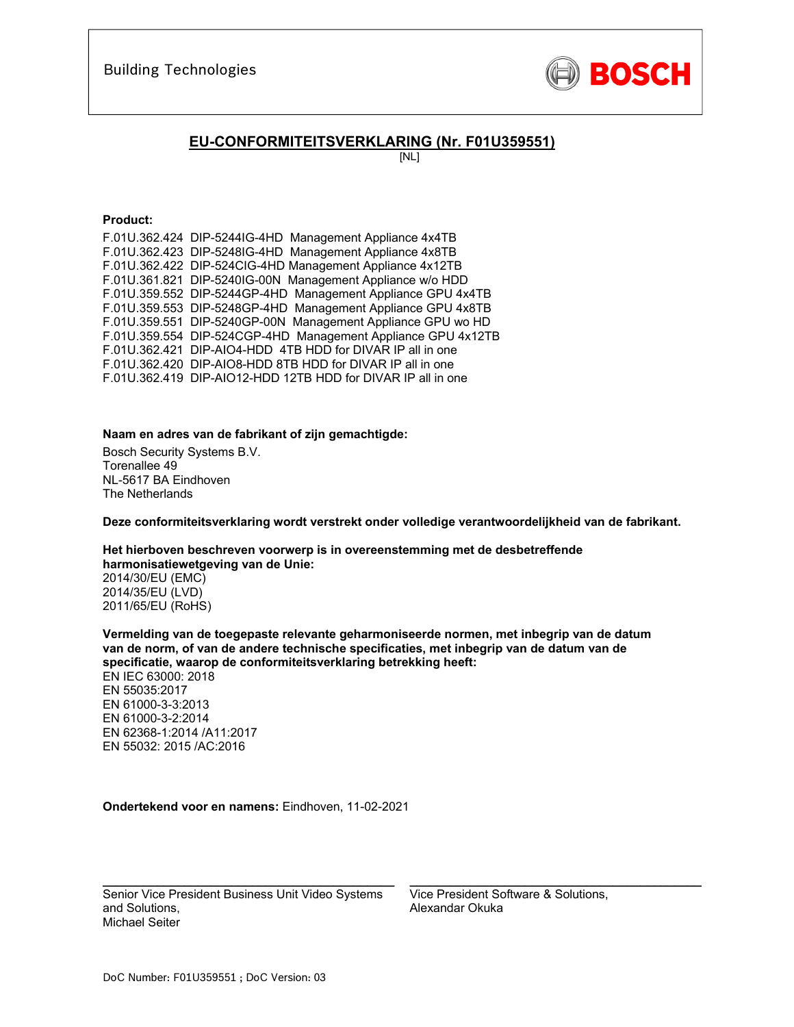Building Technologies

BOSCH

## EU-CONFORMITEITSVERKLARING (Nr. F01U359551)

[NL]

**Product:**

F.01U.362.424 DIP-5244IG-4HD Management Appliance 4x4TB
F.01U.362.423 DIP-5248IG-4HD Management Appliance 4x8TB
F.01U.362.422 DIP-524CIG-4HD Management Appliance 4x12TB
F.01U.361.821 DIP-5240IG-00N Management Appliance w/o HDD
F.01U.359.552 DIP-5244GP-4HD Management Appliance GPU 4x4TB
F.01U.359.553 DIP-5248GP-4HD Management Appliance GPU 4x8TB
F.01U.359.551 DIP-5240GP-00N Management Appliance GPU wo HD
F.01U.359.554 DIP-524CGP-4HD Management Appliance GPU 4x12TB
F.01U.362.421 DIP-AIO4-HDD 4TB HDD for DIVAR IP all in one
F.01U.362.420 DIP-AIO8-HDD 8TB HDD for DIVAR IP all in one
F.01U.362.419 DIP-AIO12-HDD 12TB HDD for DIVAR IP all in one

**Naam en adres van de fabrikant of zijn gemachtigde:**

Bosch Security Systems B.V.
Torenallee 49
NL-5617 BA Eindhoven
The Netherlands

**Deze conformiteitsverklaring wordt verstrekt onder volledige verantwoordelijkheid van de fabrikant.**

**Het hierboven beschreven voorwerp is in overeenstemming met de desbetreffende harmonisatiewetgeving van de Unie:**
2014/30/EU (EMC)
2014/35/EU (LVD)
2011/65/EU (RoHS)

**Vermelding van de toegepaste relevante geharmoniseerde normen, met inbegrip van de datum van de norm, of van de andere technische specificaties, met inbegrip van de datum van de specificatie, waarop de conformiteitsverklaring betrekking heeft:**
EN IEC 63000: 2018
EN 55035:2017
EN 61000-3-3:2013
EN 61000-3-2:2014
EN 62368-1:2014 /A11:2017
EN 55032: 2015 /AC:2016

**Ondertekend voor en namens:** Eindhoven, 11-02-2021

Senior Vice President Business Unit Video Systems and Solutions,
Michael Seiter

Vice President Software & Solutions,
Alexandar Okuka

DoC Number: F01U359551 ; DoC Version: 03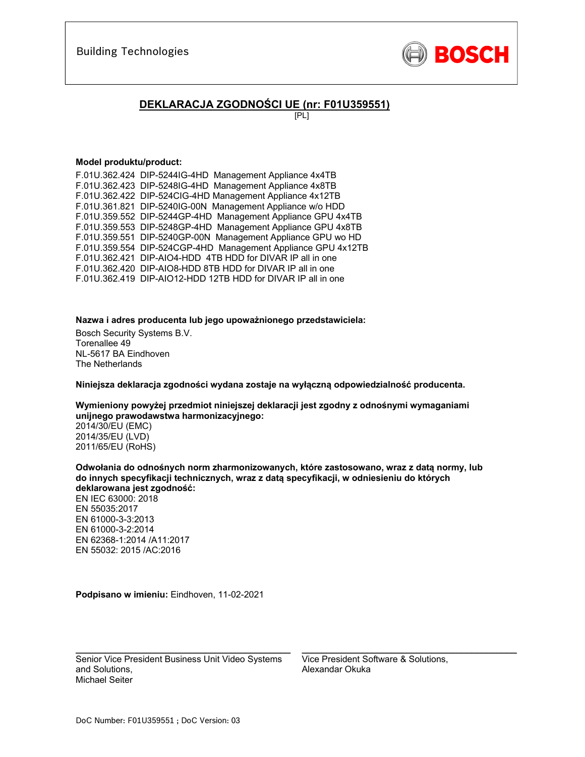Building Technologies

BOSCH

## DEKLARACJA ZGODNOŚCI UE (nr: F01U359551)

[PL]

**Model produktu/product:**

F.01U.362.424 DIP-5244IG-4HD Management Appliance 4x4TB
F.01U.362.423 DIP-5248IG-4HD Management Appliance 4x8TB
F.01U.362.422 DIP-524CIG-4HD Management Appliance 4x12TB
F.01U.361.821 DIP-5240IG-00N Management Appliance w/o HDD
F.01U.359.552 DIP-5244GP-4HD Management Appliance GPU 4x4TB
F.01U.359.553 DIP-5248GP-4HD Management Appliance GPU 4x8TB
F.01U.359.551 DIP-5240GP-00N Management Appliance GPU wo HD
F.01U.359.554 DIP-524CGP-4HD Management Appliance GPU 4x12TB
F.01U.362.421 DIP-AIO4-HDD 4TB HDD for DIVAR IP all in one
F.01U.362.420 DIP-AIO8-HDD 8TB HDD for DIVAR IP all in one
F.01U.362.419 DIP-AIO12-HDD 12TB HDD for DIVAR IP all in one

**Nazwa i adres producenta lub jego upoważnionego przedstawiciela:**

Bosch Security Systems B.V.
Torenallee 49
NL-5617 BA Eindhoven
The Netherlands

**Niniejsza deklaracja zgodności wydana zostaje na wyłączną odpowiedzialność producenta.**

**Wymieniony powyżej przedmiot niniejszej deklaracji jest zgodny z odnośnymi wymaganiami unijnego prawodawstwa harmonizacyjnego:**

2014/30/EU (EMC)
2014/35/EU (LVD)
2011/65/EU (RoHS)

**Odwołania do odnośnych norm zharmonizowanych, które zastosowano, wraz z datą normy, lub do innych specyfikacji technicznych, wraz z datą specyfikacji, w odniesieniu do których deklarowana jest zgodność:**

EN IEC 63000: 2018
EN 55035:2017
EN 61000-3-3:2013
EN 61000-3-2:2014
EN 62368-1:2014 /A11:2017
EN 55032: 2015 /AC:2016

**Podpisano w imieniu:** Eindhoven, 11-02-2021

Senior Vice President Business Unit Video Systems and Solutions,
Michael Seiter

Vice President Software & Solutions,
Alexandar Okuka

DoC Number: F01U359551 ; DoC Version: 03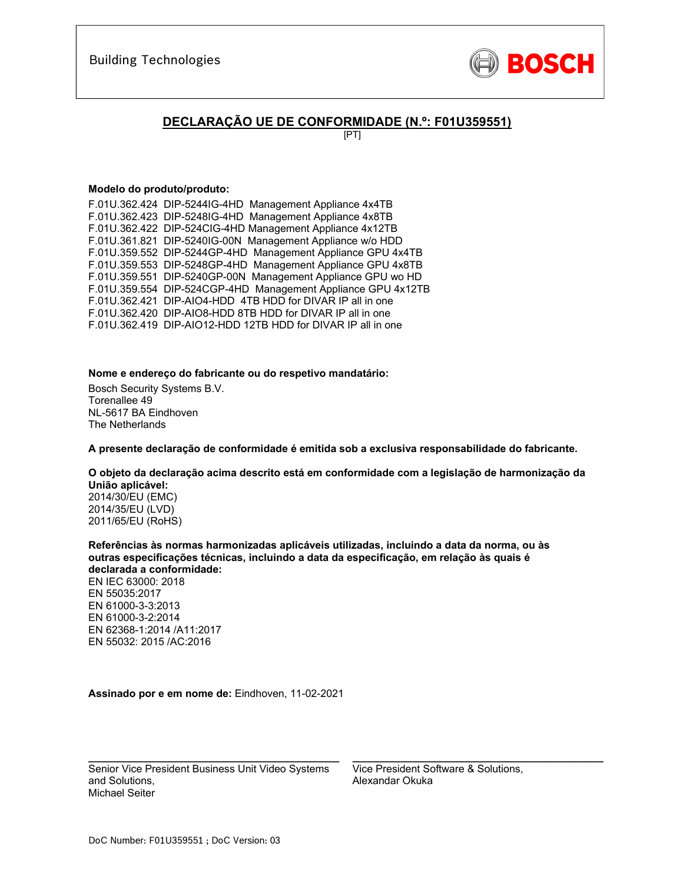Building Technologies

BOSCH

## DECLARAÇÃO UE DE CONFORMIDADE (N.º: F01U359551)

[PT]

**Modelo do produto/produto:**

F.01U.362.424 DIP-5244IG-4HD Management Appliance 4x4TB
F.01U.362.423 DIP-5248IG-4HD Management Appliance 4x8TB
F.01U.362.422 DIP-524CIG-4HD Management Appliance 4x12TB
F.01U.361.821 DIP-5240IG-00N Management Appliance w/o HDD
F.01U.359.552 DIP-5244GP-4HD Management Appliance GPU 4x4TB
F.01U.359.553 DIP-5248GP-4HD Management Appliance GPU 4x8TB
F.01U.359.551 DIP-5240GP-00N Management Appliance GPU wo HD
F.01U.359.554 DIP-524CGP-4HD Management Appliance GPU 4x12TB
F.01U.362.421 DIP-AIO4-HDD 4TB HDD for DIVAR IP all in one
F.01U.362.420 DIP-AIO8-HDD 8TB HDD for DIVAR IP all in one
F.01U.362.419 DIP-AIO12-HDD 12TB HDD for DIVAR IP all in one

**Nome e endereço do fabricante ou do respetivo mandatário:**

Bosch Security Systems B.V.
Torenallee 49
NL-5617 BA Eindhoven
The Netherlands

**A presente declaração de conformidade é emitida sob a exclusiva responsabilidade do fabricante.**

**O objeto da declaração acima descrito está em conformidade com a legislação de harmonização da União aplicável:**
2014/30/EU (EMC)
2014/35/EU (LVD)
2011/65/EU (RoHS)

**Referências às normas harmonizadas aplicáveis utilizadas, incluindo a data da norma, ou às outras especificações técnicas, incluindo a data da especificação, em relação às quais é declarada a conformidade:**
EN IEC 63000: 2018
EN 55035:2017
EN 61000-3-3:2013
EN 61000-3-2:2014
EN 62368-1:2014 /A11:2017
EN 55032: 2015 /AC:2016

**Assinado por e em nome de:** Eindhoven, 11-02-2021

Senior Vice President Business Unit Video Systems and Solutions,
Michael Seiter

Vice President Software & Solutions,
Alexandar Okuka

DoC Number: F01U359551 ; DoC Version: 03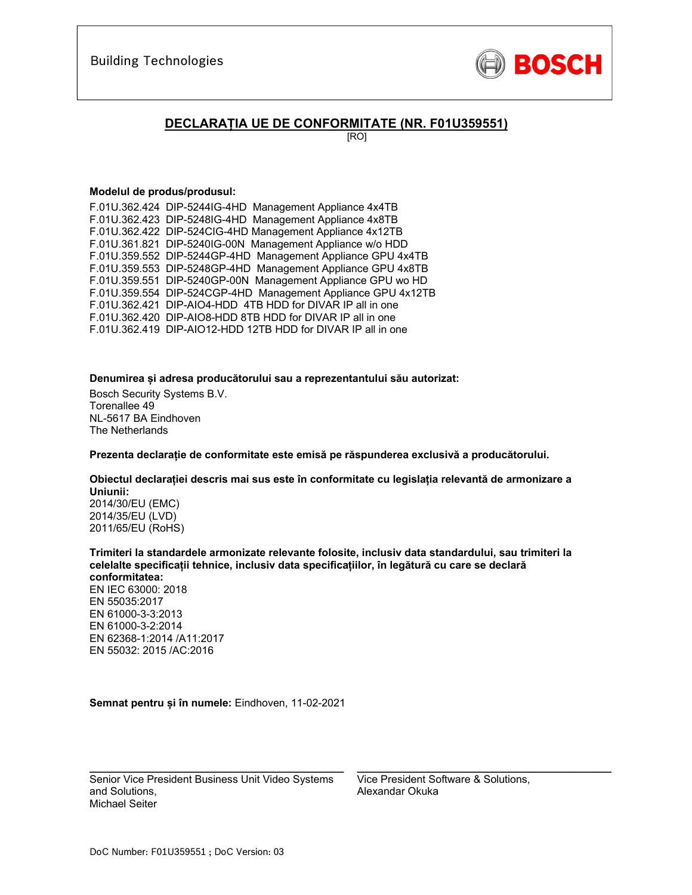Building Technologies

BOSCH

# DECLARAȚIA UE DE CONFORMITATE (NR. F01U359551)

[RO]

**Modelul de produs/produsul:**

F.01U.362.424 DIP-5244IG-4HD Management Appliance 4x4TB
F.01U.362.423 DIP-5248IG-4HD Management Appliance 4x8TB
F.01U.362.422 DIP-524CIG-4HD Management Appliance 4x12TB
F.01U.361.821 DIP-5240IG-00N Management Appliance w/o HDD
F.01U.359.552 DIP-5244GP-4HD Management Appliance GPU 4x4TB
F.01U.359.553 DIP-5248GP-4HD Management Appliance GPU 4x8TB
F.01U.359.551 DIP-5240GP-00N Management Appliance GPU wo HD
F.01U.359.554 DIP-524CGP-4HD Management Appliance GPU 4x12TB
F.01U.362.421 DIP-AIO4-HDD 4TB HDD for DIVAR IP all in one
F.01U.362.420 DIP-AIO8-HDD 8TB HDD for DIVAR IP all in one
F.01U.362.419 DIP-AIO12-HDD 12TB HDD for DIVAR IP all in one

**Denumirea și adresa producătorului sau a reprezentantului său autorizat:**

Bosch Security Systems B.V.
Torenallee 49
NL-5617 BA Eindhoven
The Netherlands

**Prezenta declarație de conformitate este emisă pe răspunderea exclusivă a producătorului.**

**Obiectul declarației descris mai sus este în conformitate cu legislația relevantă de armonizare a Uniunii:**
2014/30/EU (EMC)
2014/35/EU (LVD)
2011/65/EU (RoHS)

**Trimiteri la standardele armonizate relevante folosite, inclusiv data standardului, sau trimiteri la celelalte specificații tehnice, inclusiv data specificațiilor, în legătură cu care se declară conformitatea:**
EN IEC 63000: 2018
EN 55035:2017
EN 61000-3-3:2013
EN 61000-3-2:2014
EN 62368-1:2014 /A11:2017
EN 55032: 2015 /AC:2016

**Semnat pentru și în numele:** Eindhoven, 11-02-2021

Senior Vice President Business Unit Video Systems and Solutions,
Michael Seiter

Vice President Software & Solutions,
Alexandar Okuka

DoC Number: F01U359551 ; DoC Version: 03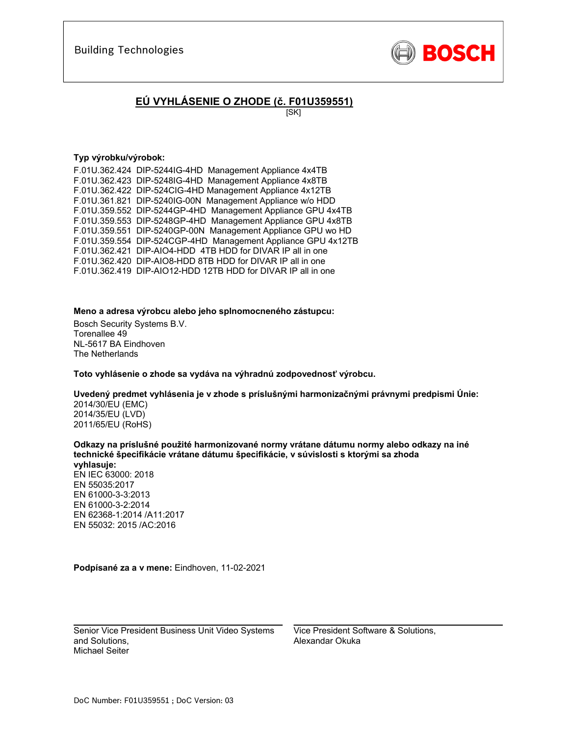Building Technologies

BOSCH

# EÚ VYHLÁSENIE O ZHODE (č. F01U359551)

[SK]

**Typ výrobku/výrobok:**

F.01U.362.424 DIP-5244IG-4HD Management Appliance 4x4TB
F.01U.362.423 DIP-5248IG-4HD Management Appliance 4x8TB
F.01U.362.422 DIP-524CIG-4HD Management Appliance 4x12TB
F.01U.361.821 DIP-5240IG-00N Management Appliance w/o HDD
F.01U.359.552 DIP-5244GP-4HD Management Appliance GPU 4x4TB
F.01U.359.553 DIP-5248GP-4HD Management Appliance GPU 4x8TB
F.01U.359.551 DIP-5240GP-00N Management Appliance GPU wo HD
F.01U.359.554 DIP-524CGP-4HD Management Appliance GPU 4x12TB
F.01U.362.421 DIP-AIO4-HDD 4TB HDD for DIVAR IP all in one
F.01U.362.420 DIP-AIO8-HDD 8TB HDD for DIVAR IP all in one
F.01U.362.419 DIP-AIO12-HDD 12TB HDD for DIVAR IP all in one

**Meno a adresa výrobcu alebo jeho splnomocneného zástupcu:**

Bosch Security Systems B.V.
Torenallee 49
NL-5617 BA Eindhoven
The Netherlands

**Toto vyhlásenie o zhode sa vydáva na výhradnú zodpovednosť výrobcu.**

**Uvedený predmet vyhlásenia je v zhode s príslušnými harmonizačnými právnymi predpismi Únie:**

2014/30/EU (EMC)
2014/35/EU (LVD)
2011/65/EU (RoHS)

**Odkazy na príslušné použité harmonizované normy vrátane dátumu normy alebo odkazy na iné technické špecifikácie vrátane dátumu špecifikácie, v súvislosti s ktorými sa zhoda vyhlasuje:**

EN IEC 63000: 2018
EN 55035:2017
EN 61000-3-3:2013
EN 61000-3-2:2014
EN 62368-1:2014 /A11:2017
EN 55032: 2015 /AC:2016

**Podpísané za a v mene:** Eindhoven, 11-02-2021

Senior Vice President Business Unit Video Systems and Solutions,
Michael Seiter

Vice President Software & Solutions,
Alexandar Okuka

DoC Number: F01U359551 ; DoC Version: 03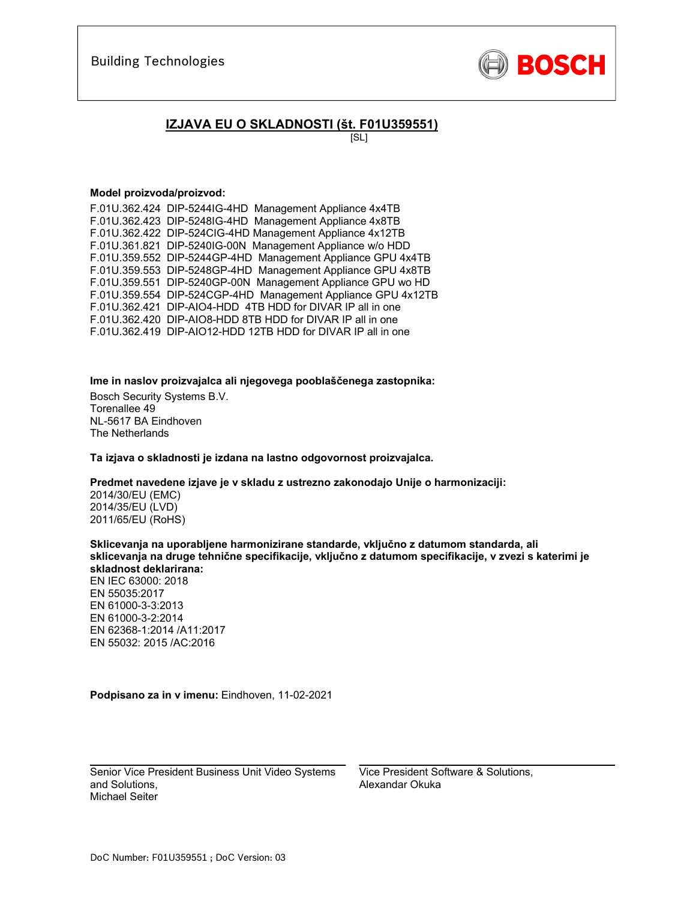Building Technologies

**BOSCH**

## IZJAVA EU O SKLADNOSTI (št. F01U359551)

[SL]

**Model proizvoda/proizvod:**

F.01U.362.424 DIP-5244IG-4HD Management Appliance 4x4TB
F.01U.362.423 DIP-5248IG-4HD Management Appliance 4x8TB
F.01U.362.422 DIP-524CIG-4HD Management Appliance 4x12TB
F.01U.361.821 DIP-5240IG-00N Management Appliance w/o HDD
F.01U.359.552 DIP-5244GP-4HD Management Appliance GPU 4x4TB
F.01U.359.553 DIP-5248GP-4HD Management Appliance GPU 4x8TB
F.01U.359.551 DIP-5240GP-00N Management Appliance GPU wo HD
F.01U.359.554 DIP-524CGP-4HD Management Appliance GPU 4x12TB
F.01U.362.421 DIP-AIO4-HDD 4TB HDD for DIVAR IP all in one
F.01U.362.420 DIP-AIO8-HDD 8TB HDD for DIVAR IP all in one
F.01U.362.419 DIP-AIO12-HDD 12TB HDD for DIVAR IP all in one

**Ime in naslov proizvajalca ali njegovega pooblaščenega zastopnika:**

Bosch Security Systems B.V.
Torenallee 49
NL-5617 BA Eindhoven
The Netherlands

**Ta izjava o skladnosti je izdana na lastno odgovornost proizvajalca.**

**Predmet navedene izjave je v skladu z ustrezno zakonodajo Unije o harmonizaciji:**
2014/30/EU (EMC)
2014/35/EU (LVD)
2011/65/EU (RoHS)

**Sklicevanja na uporabljene harmonizirane standarde, vključno z datumom standarda, ali sklicevanja na druge tehnične specifikacije, vključno z datumom specifikacije, v zvezi s katerimi je skladnost deklarirana:**
EN IEC 63000: 2018
EN 55035:2017
EN 61000-3-3:2013
EN 61000-3-2:2014
EN 62368-1:2014 /A11:2017
EN 55032: 2015 /AC:2016

**Podpisano za in v imenu:** Eindhoven, 11-02-2021

Senior Vice President Business Unit Video Systems and Solutions,
Michael Seiter

Vice President Software & Solutions,
Alexandar Okuka

DoC Number: F01U359551 ; DoC Version: 03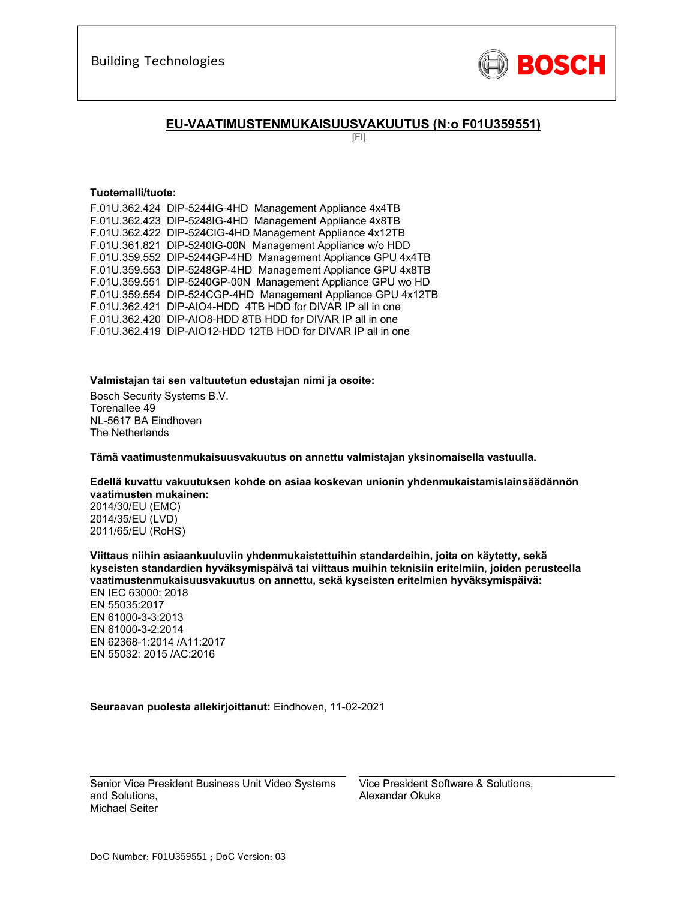Building Technologies

BOSCH

## EU-VAATIMUSTENMUKAISUUSVAKUUTUS (N:o F01U359551)

[FI]

**Tuotemalli/tuote:**

F.01U.362.424 DIP-5244IG-4HD Management Appliance 4x4TB
F.01U.362.423 DIP-5248IG-4HD Management Appliance 4x8TB
F.01U.362.422 DIP-524CIG-4HD Management Appliance 4x12TB
F.01U.361.821 DIP-5240IG-00N Management Appliance w/o HDD
F.01U.359.552 DIP-5244GP-4HD Management Appliance GPU 4x4TB
F.01U.359.553 DIP-5248GP-4HD Management Appliance GPU 4x8TB
F.01U.359.551 DIP-5240GP-00N Management Appliance GPU wo HD
F.01U.359.554 DIP-524CGP-4HD Management Appliance GPU 4x12TB
F.01U.362.421 DIP-AIO4-HDD 4TB HDD for DIVAR IP all in one
F.01U.362.420 DIP-AIO8-HDD 8TB HDD for DIVAR IP all in one
F.01U.362.419 DIP-AIO12-HDD 12TB HDD for DIVAR IP all in one

**Valmistajan tai sen valtuutetun edustajan nimi ja osoite:**

Bosch Security Systems B.V.
Torenallee 49
NL-5617 BA Eindhoven
The Netherlands

**Tämä vaatimustenmukaisuusvakuutus on annettu valmistajan yksinomaisella vastuulla.**

**Edellä kuvattu vakuutuksen kohde on asiaa koskevan unionin yhdenmukaistamislainsäädännön vaatimusten mukainen:**
2014/30/EU (EMC)
2014/35/EU (LVD)
2011/65/EU (RoHS)

**Viittaus niihin asiaankuuluviin yhdenmukaistettuihin standardeihin, joita on käytetty, sekä kyseisten standardien hyväksymispäivä tai viittaus muihin teknisiin eritelmiin, joiden perusteella vaatimustenmukaisuusvakuutus on annettu, sekä kyseisten eritelmien hyväksymispäivä:**
EN IEC 63000: 2018
EN 55035:2017
EN 61000-3-3:2013
EN 61000-3-2:2014
EN 62368-1:2014 /A11:2017
EN 55032: 2015 /AC:2016

**Seuraavan puolesta allekirjoittanut:** Eindhoven, 11-02-2021

Senior Vice President Business Unit Video Systems and Solutions,
Michael Seiter

Vice President Software & Solutions,
Alexandar Okuka

DoC Number: F01U359551 ; DoC Version: 03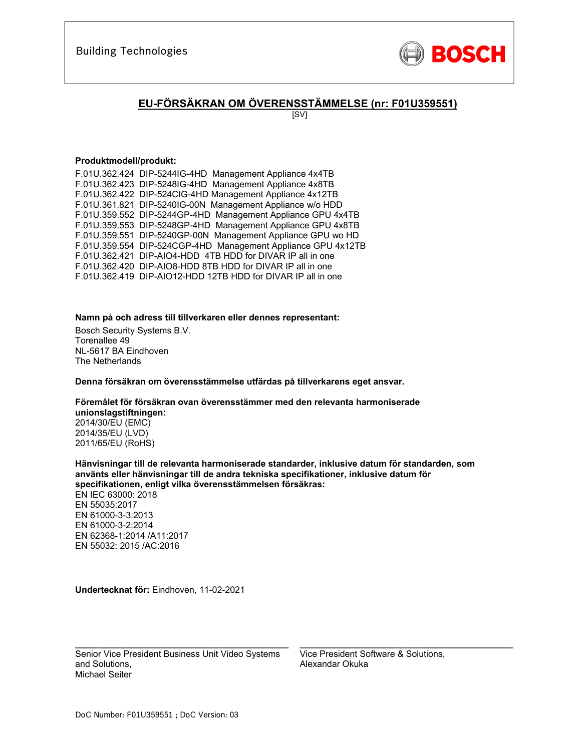Building Technologies

BOSCH

## EU-FÖRSÄKRAN OM ÖVERENSSTÄMMELSE (nr: F01U359551)

[SV]

**Produktmodell/produkt:**

F.01U.362.424 DIP-5244IG-4HD Management Appliance 4x4TB
F.01U.362.423 DIP-5248IG-4HD Management Appliance 4x8TB
F.01U.362.422 DIP-524CIG-4HD Management Appliance 4x12TB
F.01U.361.821 DIP-5240IG-00N Management Appliance w/o HDD
F.01U.359.552 DIP-5244GP-4HD Management Appliance GPU 4x4TB
F.01U.359.553 DIP-5248GP-4HD Management Appliance GPU 4x8TB
F.01U.359.551 DIP-5240GP-00N Management Appliance GPU wo HD
F.01U.359.554 DIP-524CGP-4HD Management Appliance GPU 4x12TB
F.01U.362.421 DIP-AIO4-HDD 4TB HDD for DIVAR IP all in one
F.01U.362.420 DIP-AIO8-HDD 8TB HDD for DIVAR IP all in one
F.01U.362.419 DIP-AIO12-HDD 12TB HDD for DIVAR IP all in one

**Namn på och adress till tillverkaren eller dennes representant:**

Bosch Security Systems B.V.
Torenallee 49
NL-5617 BA Eindhoven
The Netherlands

**Denna försäkran om överensstämmelse utfärdas på tillverkarens eget ansvar.**

**Föremålet för försäkran ovan överensstämmer med den relevanta harmoniserade unionslagstiftningen:**
2014/30/EU (EMC)
2014/35/EU (LVD)
2011/65/EU (RoHS)

**Hänvisningar till de relevanta harmoniserade standarder, inklusive datum för standarden, som använts eller hänvisningar till de andra tekniska specifikationer, inklusive datum för specifikationen, enligt vilka överensstämmelsen försäkras:**
EN IEC 63000: 2018
EN 55035:2017
EN 61000-3-3:2013
EN 61000-3-2:2014
EN 62368-1:2014 /A11:2017
EN 55032: 2015 /AC:2016

**Undertecknat för:** Eindhoven, 11-02-2021

Senior Vice President Business Unit Video Systems and Solutions,
Michael Seiter

Vice President Software & Solutions,
Alexandar Okuka

DoC Number: F01U359551 ; DoC Version: 03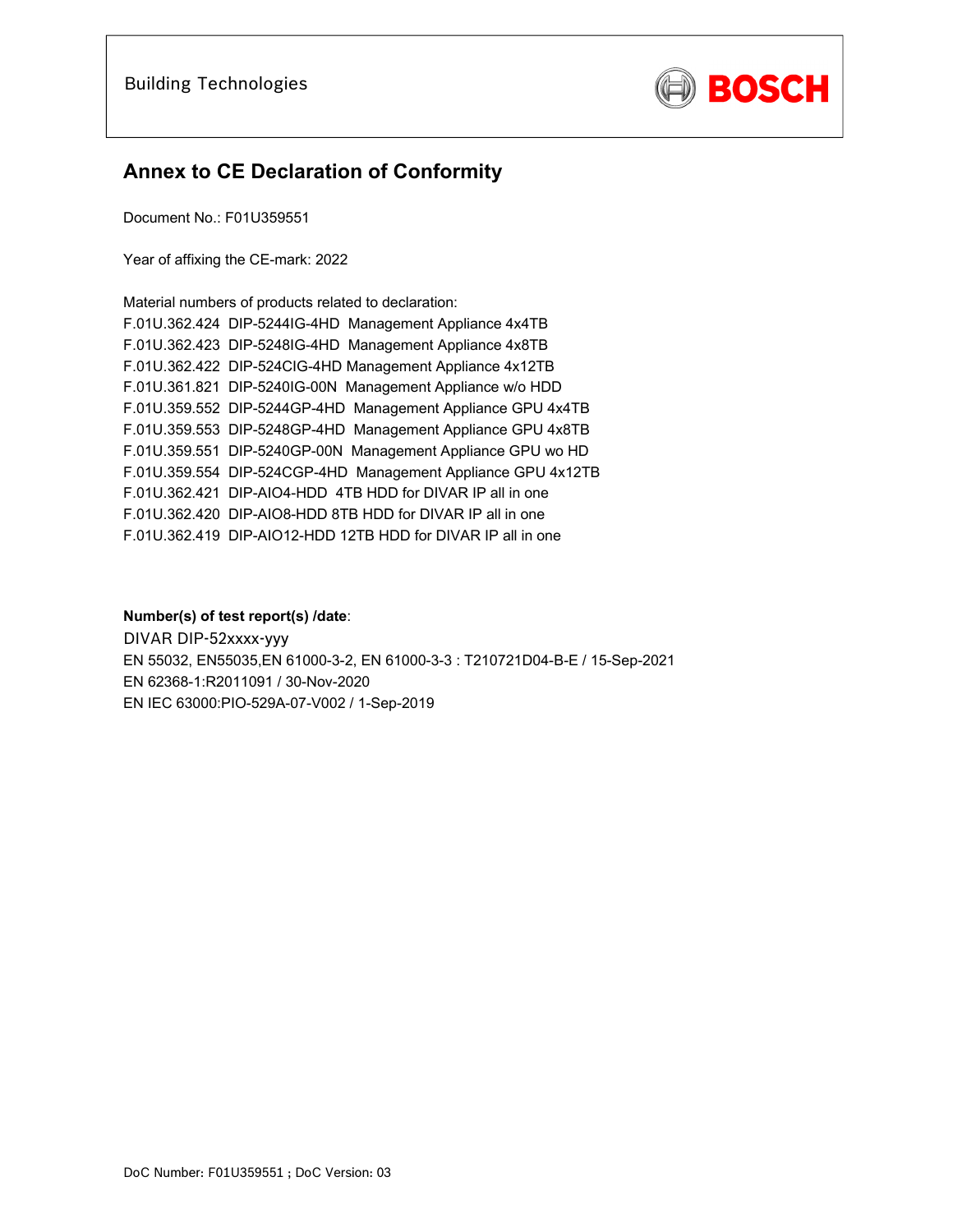Building Technologies

BOSCH

# Annex to CE Declaration of Conformity

Document No.: F01U359551

Year of affixing the CE-mark: 2022

Material numbers of products related to declaration:

F.01U.362.424 DIP-5244IG-4HD Management Appliance 4x4TB
F.01U.362.423 DIP-5248IG-4HD Management Appliance 4x8TB
F.01U.362.422 DIP-524CIG-4HD Management Appliance 4x12TB
F.01U.361.821 DIP-5240IG-00N Management Appliance w/o HDD
F.01U.359.552 DIP-5244GP-4HD Management Appliance GPU 4x4TB
F.01U.359.553 DIP-5248GP-4HD Management Appliance GPU 4x8TB
F.01U.359.551 DIP-5240GP-00N Management Appliance GPU wo HD
F.01U.359.554 DIP-524CGP-4HD Management Appliance GPU 4x12TB
F.01U.362.421 DIP-AIO4-HDD 4TB HDD for DIVAR IP all in one
F.01U.362.420 DIP-AIO8-HDD 8TB HDD for DIVAR IP all in one
F.01U.362.419 DIP-AIO12-HDD 12TB HDD for DIVAR IP all in one

**Number(s) of test report(s) /date**:

DIVAR DIP-52xxxx-yyy
EN 55032, EN55035,EN 61000-3-2, EN 61000-3-3 : T210721D04-B-E / 15-Sep-2021
EN 62368-1:R2011091 / 30-Nov-2020
EN IEC 63000:PIO-529A-07-V002 / 1-Sep-2019

DoC Number: F01U359551 ; DoC Version: 03